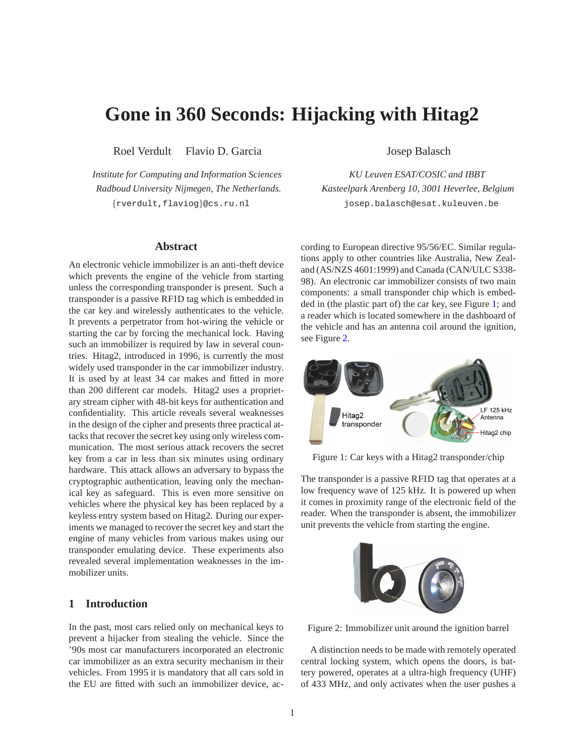# Gone in 360 Seconds: Hijacking with Hitag2

Roel Verdult  Flavio D. Garcia

*Institute for Computing and Information Sciences*
*Radboud University Nijmegen, The Netherlands.*
{rverdult,flaviog}@cs.ru.nl

Josep Balasch

*KU Leuven ESAT/COSIC and IBBT*
*Kasteelpark Arenberg 10, 3001 Heverlee, Belgium*
josep.balasch@esat.kuleuven.be

## Abstract

An electronic vehicle immobilizer is an anti-theft device which prevents the engine of the vehicle from starting unless the corresponding transponder is present. Such a transponder is a passive RFID tag which is embedded in the car key and wirelessly authenticates to the vehicle. It prevents a perpetrator from hot-wiring the vehicle or starting the car by forcing the mechanical lock. Having such an immobilizer is required by law in several countries. Hitag2, introduced in 1996, is currently the most widely used transponder in the car immobilizer industry. It is used by at least 34 car makes and fitted in more than 200 different car models. Hitag2 uses a proprietary stream cipher with 48-bit keys for authentication and confidentiality. This article reveals several weaknesses in the design of the cipher and presents three practical attacks that recover the secret key using only wireless communication. The most serious attack recovers the secret key from a car in less than six minutes using ordinary hardware. This attack allows an adversary to bypass the cryptographic authentication, leaving only the mechanical key as safeguard. This is even more sensitive on vehicles where the physical key has been replaced by a keyless entry system based on Hitag2. During our experiments we managed to recover the secret key and start the engine of many vehicles from various makes using our transponder emulating device. These experiments also revealed several implementation weaknesses in the immobilizer units.

## 1 Introduction

In the past, most cars relied only on mechanical keys to prevent a hijacker from stealing the vehicle. Since the '90s most car manufacturers incorporated an electronic car immobilizer as an extra security mechanism in their vehicles. From 1995 it is mandatory that all cars sold in the EU are fitted with such an immobilizer device, according to European directive 95/56/EC. Similar regulations apply to other countries like Australia, New Zealand (AS/NZS 4601:1999) and Canada (CAN/ULC S338-98). An electronic car immobilizer consists of two main components: a small transponder chip which is embedded in (the plastic part of) the car key, see Figure 1; and a reader which is located somewhere in the dashboard of the vehicle and has an antenna coil around the ignition, see Figure 2.

Figure 1: Car keys with a Hitag2 transponder/chip

The transponder is a passive RFID tag that operates at a low frequency wave of 125 kHz. It is powered up when it comes in proximity range of the electronic field of the reader. When the transponder is absent, the immobilizer unit prevents the vehicle from starting the engine.

Figure 2: Immobilizer unit around the ignition barrel

A distinction needs to be made with remotely operated central locking system, which opens the doors, is battery powered, operates at a ultra-high frequency (UHF) of 433 MHz, and only activates when the user pushes a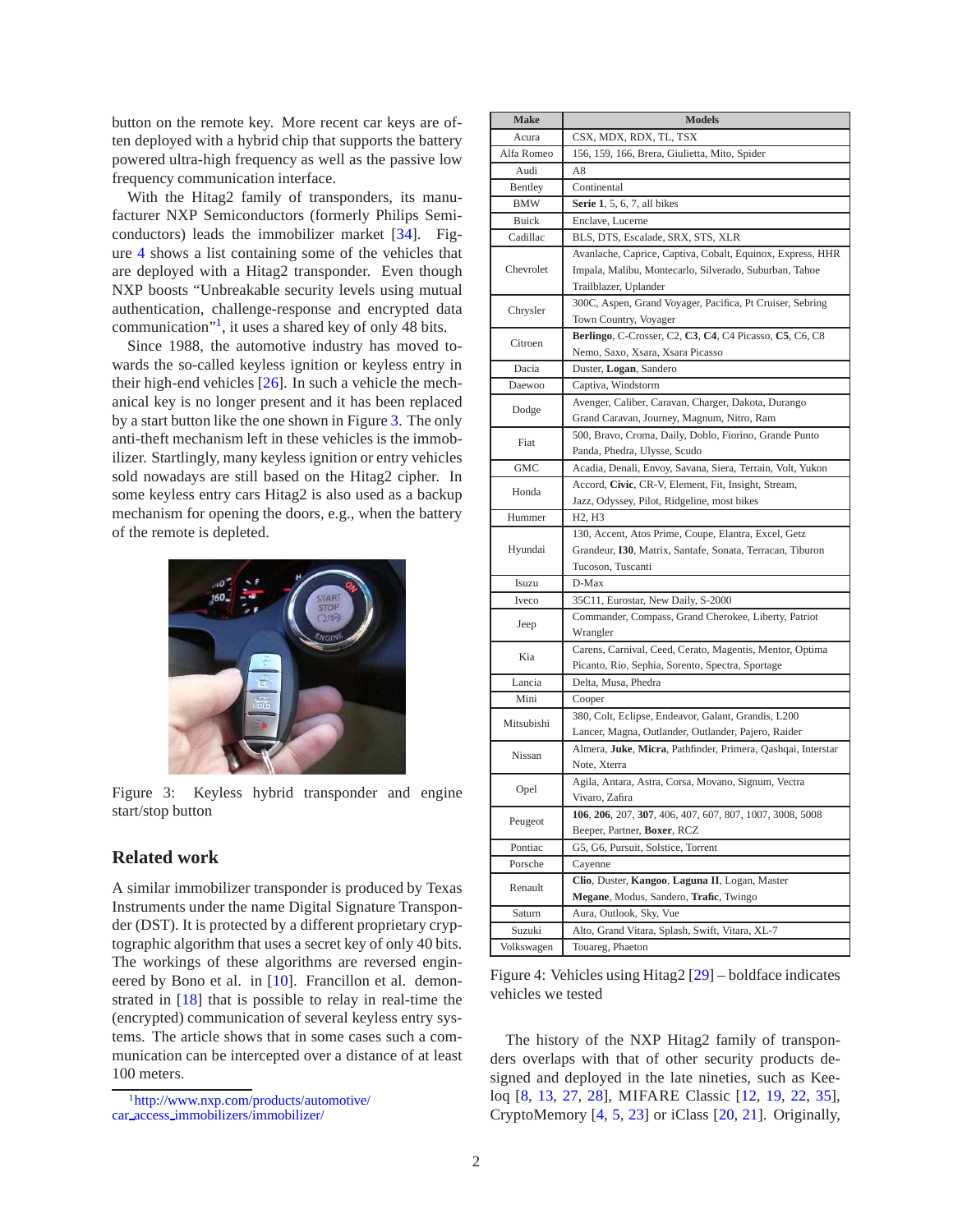button on the remote key. More recent car keys are often deployed with a hybrid chip that supports the battery powered ultra-high frequency as well as the passive low frequency communication interface.

With the Hitag2 family of transponders, its manufacturer NXP Semiconductors (formerly Philips Semiconductors) leads the immobilizer market [34]. Figure 4 shows a list containing some of the vehicles that are deployed with a Hitag2 transponder. Even though NXP boosts "Unbreakable security levels using mutual authentication, challenge-response and encrypted data communication"[1], it uses a shared key of only 48 bits.

Since 1988, the automotive industry has moved towards the so-called keyless ignition or keyless entry in their high-end vehicles [26]. In such a vehicle the mechanical key is no longer present and it has been replaced by a start button like the one shown in Figure 3. The only anti-theft mechanism left in these vehicles is the immobilizer. Startlingly, many keyless ignition or entry vehicles sold nowadays are still based on the Hitag2 cipher. In some keyless entry cars Hitag2 is also used as a backup mechanism for opening the doors, e.g., when the battery of the remote is depleted.

Figure 3: Keyless hybrid transponder and engine start/stop button

## Related work

A similar immobilizer transponder is produced by Texas Instruments under the name Digital Signature Transponder (DST). It is protected by a different proprietary cryptographic algorithm that uses a secret key of only 40 bits. The workings of these algorithms are reversed engineered by Bono et al. in [10]. Francillon et al. demonstrated in [18] that is possible to relay in real-time the (encrypted) communication of several keyless entry systems. The article shows that in some cases such a communication can be intercepted over a distance of at least 100 meters.

[1] http://www.nxp.com/products/automotive/car_access_immobilizers/immobilizer/

| Make | Models |
|---|---|
| Acura | CSX, MDX, RDX, TL, TSX |
| Alfa Romeo | 156, 159, 166, Brera, Giulietta, Mito, Spider |
| Audi | A8 |
| Bentley | Continental |
| BMW | **Serie 1**, 5, 6, 7, all bikes |
| Buick | Enclave, Lucerne |
| Cadillac | BLS, DTS, Escalade, SRX, STS, XLR |
| Chevrolet | Avanlache, Caprice, Captiva, Cobalt, Equinox, Express, HHR Impala, Malibu, Montecarlo, Silverado, Suburban, Tahoe Trailblazer, Uplander |
| Chrysler | 300C, Aspen, Grand Voyager, Pacifica, Pt Cruiser, Sebring Town Country, Voyager |
| Citroen | **Berlingo**, C-Crosser, C2, **C3**, **C4**, C4 Picasso, **C5**, C6, C8 Nemo, Saxo, Xsara, Xsara Picasso |
| Dacia | Duster, **Logan**, Sandero |
| Daewoo | Captiva, Windstorm |
| Dodge | Avenger, Caliber, Caravan, Charger, Dakota, Durango Grand Caravan, Journey, Magnum, Nitro, Ram |
| Fiat | 500, Bravo, Croma, Daily, Doblo, Fiorino, Grande Punto Panda, Phedra, Ulysse, Scudo |
| GMC | Acadia, Denali, Envoy, Savana, Siera, Terrain, Volt, Yukon |
| Honda | Accord, **Civic**, CR-V, Element, Fit, Insight, Stream, Jazz, Odyssey, Pilot, Ridgeline, most bikes |
| Hummer | H2, H3 |
| Hyundai | 130, Accent, Atos Prime, Coupe, Elantra, Excel, Getz Grandeur, **I30**, Matrix, Santafe, Sonata, Terracan, Tiburon Tucoson, Tuscanti |
| Isuzu | D-Max |
| Iveco | 35C11, Eurostar, New Daily, S-2000 |
| Jeep | Commander, Compass, Grand Cherokee, Liberty, Patriot Wrangler |
| Kia | Carens, Carnival, Ceed, Cerato, Magentis, Mentor, Optima Picanto, Rio, Sephia, Sorento, Spectra, Sportage |
| Lancia | Delta, Musa, Phedra |
| Mini | Cooper |
| Mitsubishi | 380, Colt, Eclipse, Endeavor, Galant, Grandis, L200 Lancer, Magna, Outlander, Outlander, Pajero, Raider |
| Nissan | Almera, **Juke**, **Micra**, Pathfinder, Primera, Qashqai, Interstar Note, Xterra |
| Opel | Agila, Antara, Astra, Corsa, Movano, Signum, Vectra Vivaro, Zafira |
| Peugeot | **106**, **206**, 207, **307**, 406, 407, 607, 807, 1007, 3008, 5008 Beeper, Partner, **Boxer**, RCZ |
| Pontiac | G5, G6, Pursuit, Solstice, Torrent |
| Porsche | Cayenne |
| Renault | **Clio**, Duster, **Kangoo**, **Laguna II**, Logan, Master **Megane**, Modus, Sandero, **Trafic**, Twingo |
| Saturn | Aura, Outlook, Sky, Vue |
| Suzuki | Alto, Grand Vitara, Splash, Swift, Vitara, XL-7 |
| Volkswagen | Touareg, Phaeton |

Figure 4: Vehicles using Hitag2 [29] – boldface indicates vehicles we tested

The history of the NXP Hitag2 family of transponders overlaps with that of other security products designed and deployed in the late nineties, such as Keeloq [8, 13, 27, 28], MIFARE Classic [12, 19, 22, 35], CryptoMemory [4, 5, 23] or iClass [20, 21]. Originally,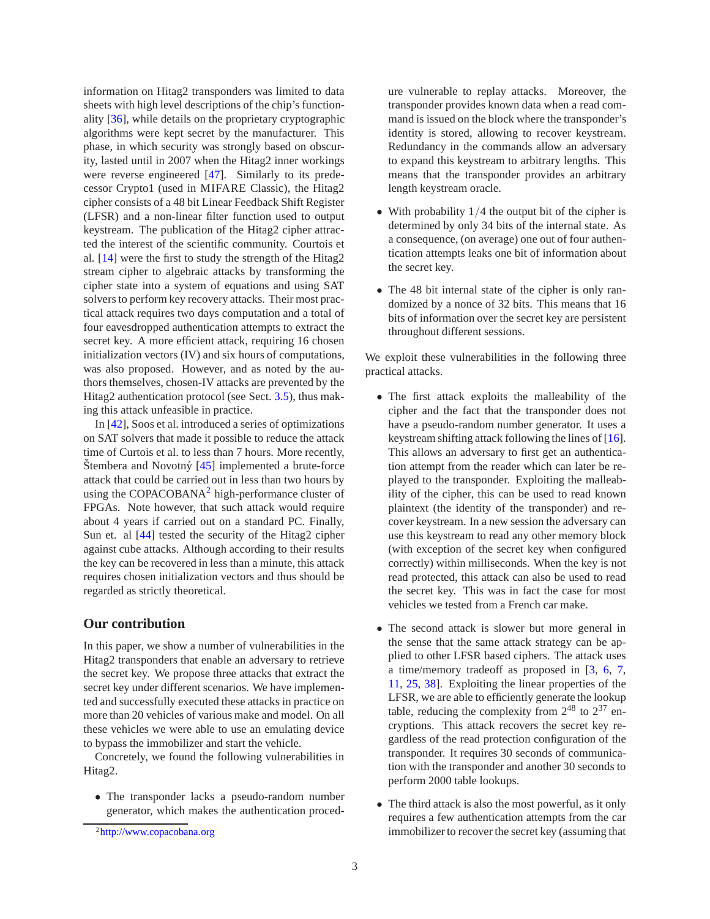information on Hitag2 transponders was limited to data sheets with high level descriptions of the chip's functionality [36], while details on the proprietary cryptographic algorithms were kept secret by the manufacturer. This phase, in which security was strongly based on obscurity, lasted until in 2007 when the Hitag2 inner workings were reverse engineered [47]. Similarly to its predecessor Crypto1 (used in MIFARE Classic), the Hitag2 cipher consists of a 48 bit Linear Feedback Shift Register (LFSR) and a non-linear filter function used to output keystream. The publication of the Hitag2 cipher attracted the interest of the scientific community. Courtois et al. [14] were the first to study the strength of the Hitag2 stream cipher to algebraic attacks by transforming the cipher state into a system of equations and using SAT solvers to perform key recovery attacks. Their most practical attack requires two days computation and a total of four eavesdropped authentication attempts to extract the secret key. A more efficient attack, requiring 16 chosen initialization vectors (IV) and six hours of computations, was also proposed. However, and as noted by the authors themselves, chosen-IV attacks are prevented by the Hitag2 authentication protocol (see Sect. 3.5), thus making this attack unfeasible in practice.

In [42], Soos et al. introduced a series of optimizations on SAT solvers that made it possible to reduce the attack time of Curtois et al. to less than 7 hours. More recently, Štembera and Novotný [45] implemented a brute-force attack that could be carried out in less than two hours by using the COPACOBANA[2] high-performance cluster of FPGAs. Note however, that such attack would require about 4 years if carried out on a standard PC. Finally, Sun et. al [44] tested the security of the Hitag2 cipher against cube attacks. Although according to their results the key can be recovered in less than a minute, this attack requires chosen initialization vectors and thus should be regarded as strictly theoretical.

## Our contribution

In this paper, we show a number of vulnerabilities in the Hitag2 transponders that enable an adversary to retrieve the secret key. We propose three attacks that extract the secret key under different scenarios. We have implemented and successfully executed these attacks in practice on more than 20 vehicles of various make and model. On all these vehicles we were able to use an emulating device to bypass the immobilizer and start the vehicle.

Concretely, we found the following vulnerabilities in Hitag2.

- The transponder lacks a pseudo-random number generator, which makes the authentication procedure vulnerable to replay attacks. Moreover, the transponder provides known data when a read command is issued on the block where the transponder's identity is stored, allowing to recover keystream. Redundancy in the commands allow an adversary to expand this keystream to arbitrary lengths. This means that the transponder provides an arbitrary length keystream oracle.
- With probability $1/4$ the output bit of the cipher is determined by only 34 bits of the internal state. As a consequence, (on average) one out of four authentication attempts leaks one bit of information about the secret key.
- The 48 bit internal state of the cipher is only randomized by a nonce of 32 bits. This means that 16 bits of information over the secret key are persistent throughout different sessions.

We exploit these vulnerabilities in the following three practical attacks.

- The first attack exploits the malleability of the cipher and the fact that the transponder does not have a pseudo-random number generator. It uses a keystream shifting attack following the lines of [16]. This allows an adversary to first get an authentication attempt from the reader which can later be replayed to the transponder. Exploiting the malleability of the cipher, this can be used to read known plaintext (the identity of the transponder) and recover keystream. In a new session the adversary can use this keystream to read any other memory block (with exception of the secret key when configured correctly) within milliseconds. When the key is not read protected, this attack can also be used to read the secret key. This was in fact the case for most vehicles we tested from a French car make.
- The second attack is slower but more general in the sense that the same attack strategy can be applied to other LFSR based ciphers. The attack uses a time/memory tradeoff as proposed in [3, 6, 7, 11, 25, 38]. Exploiting the linear properties of the LFSR, we are able to efficiently generate the lookup table, reducing the complexity from $2^{48}$ to $2^{37}$ encryptions. This attack recovers the secret key regardless of the read protection configuration of the transponder. It requires 30 seconds of communication with the transponder and another 30 seconds to perform 2000 table lookups.
- The third attack is also the most powerful, as it only requires a few authentication attempts from the car immobilizer to recover the secret key (assuming that

[2] http://www.copacobana.org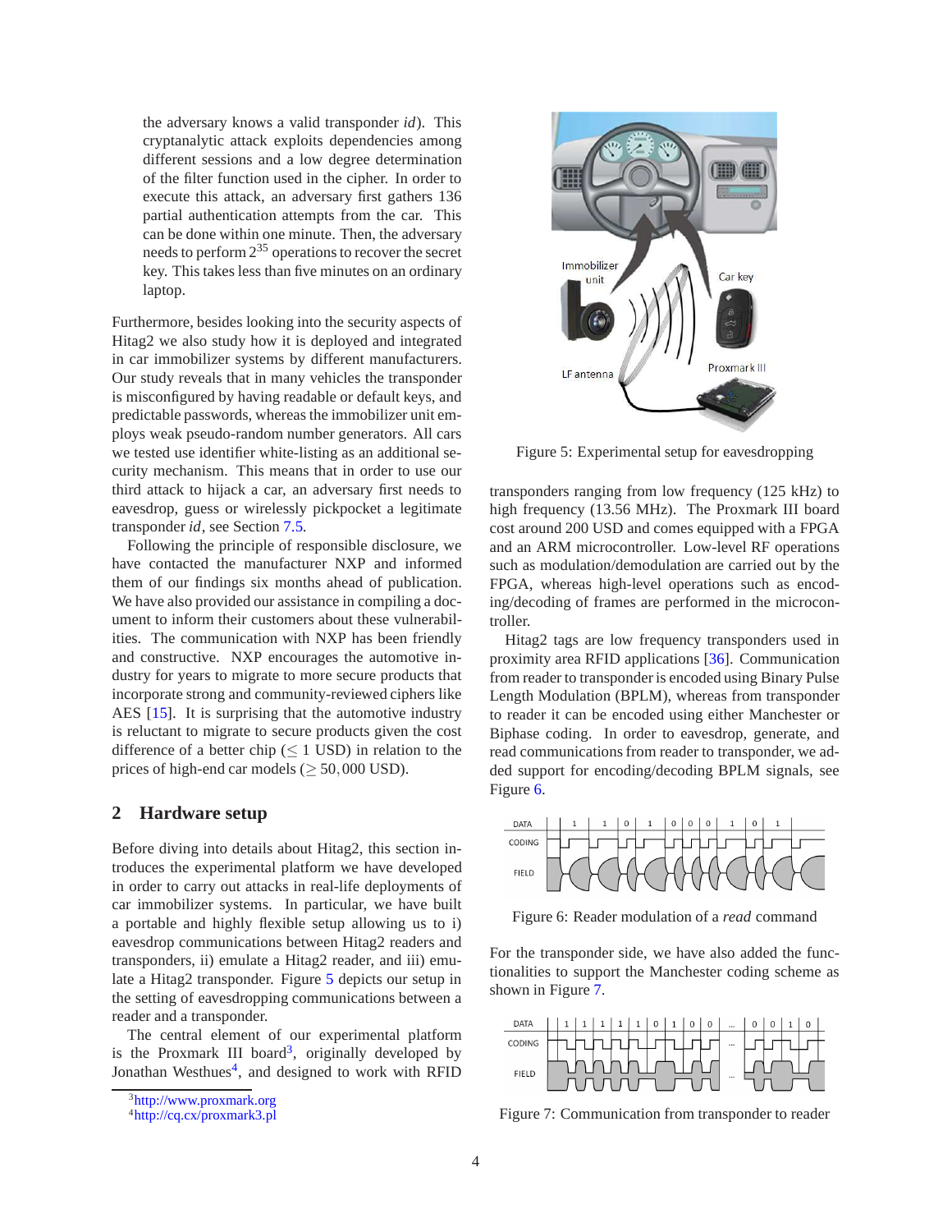the adversary knows a valid transponder *id*). This cryptanalytic attack exploits dependencies among different sessions and a low degree determination of the filter function used in the cipher. In order to execute this attack, an adversary first gathers 136 partial authentication attempts from the car. This can be done within one minute. Then, the adversary needs to perform $2^{35}$ operations to recover the secret key. This takes less than five minutes on an ordinary laptop.

Furthermore, besides looking into the security aspects of Hitag2 we also study how it is deployed and integrated in car immobilizer systems by different manufacturers. Our study reveals that in many vehicles the transponder is misconfigured by having readable or default keys, and predictable passwords, whereas the immobilizer unit employs weak pseudo-random number generators. All cars we tested use identifier white-listing as an additional security mechanism. This means that in order to use our third attack to hijack a car, an adversary first needs to eavesdrop, guess or wirelessly pickpocket a legitimate transponder *id*, see Section 7.5.

Following the principle of responsible disclosure, we have contacted the manufacturer NXP and informed them of our findings six months ahead of publication. We have also provided our assistance in compiling a document to inform their customers about these vulnerabilities. The communication with NXP has been friendly and constructive. NXP encourages the automotive industry for years to migrate to more secure products that incorporate strong and community-reviewed ciphers like AES [15]. It is surprising that the automotive industry is reluctant to migrate to secure products given the cost difference of a better chip ($\leq 1$ USD) in relation to the prices of high-end car models ($\geq 50,000$ USD).

## 2 Hardware setup

Before diving into details about Hitag2, this section introduces the experimental platform we have developed in order to carry out attacks in real-life deployments of car immobilizer systems. In particular, we have built a portable and highly flexible setup allowing us to i) eavesdrop communications between Hitag2 readers and transponders, ii) emulate a Hitag2 reader, and iii) emulate a Hitag2 transponder. Figure 5 depicts our setup in the setting of eavesdropping communications between a reader and a transponder.

The central element of our experimental platform is the Proxmark III board[3], originally developed by Jonathan Westhues[4], and designed to work with RFID transponders ranging from low frequency (125 kHz) to high frequency (13.56 MHz). The Proxmark III board cost around 200 USD and comes equipped with a FPGA and an ARM microcontroller. Low-level RF operations such as modulation/demodulation are carried out by the FPGA, whereas high-level operations such as encoding/decoding of frames are performed in the microcontroller.

Hitag2 tags are low frequency transponders used in proximity area RFID applications [36]. Communication from reader to transponder is encoded using Binary Pulse Length Modulation (BPLM), whereas from transponder to reader it can be encoded using either Manchester or Biphase coding. In order to eavesdrop, generate, and read communications from reader to transponder, we added support for encoding/decoding BPLM signals, see Figure 6.

Figure 5: Experimental setup for eavesdropping

Figure 6: Reader modulation of a *read* command

For the transponder side, we have also added the functionalities to support the Manchester coding scheme as shown in Figure 7.

Figure 7: Communication from transponder to reader

[3] http://www.proxmark.org

[4] http://cq.cx/proxmark3.pl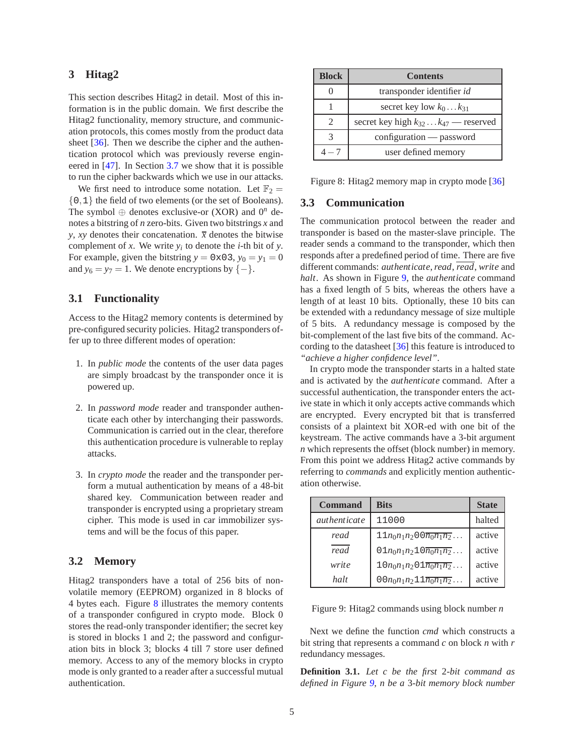## 3 Hitag2

This section describes Hitag2 in detail. Most of this information is in the public domain. We first describe the Hitag2 functionality, memory structure, and communication protocols, this comes mostly from the product data sheet [36]. Then we describe the cipher and the authentication protocol which was previously reverse engineered in [47]. In Section 3.7 we show that it is possible to run the cipher backwards which we use in our attacks.

We first need to introduce some notation. Let $\mathbb{F}_2 = \{0, 1\}$ the field of two elements (or the set of Booleans). The symbol $\oplus$ denotes exclusive-or (XOR) and $0^n$ denotes a bitstring of $n$ zero-bits. Given two bitstrings $x$ and $y$, $xy$ denotes their concatenation. $\overline{x}$ denotes the bitwise complement of $x$. We write $y_i$ to denote the $i$-th bit of $y$. For example, given the bitstring $y = \texttt{0x03}$, $y_0 = y_1 = 0$ and $y_6 = y_7 = 1$. We denote encryptions by $\{-\}$.

### 3.1 Functionality

Access to the Hitag2 memory contents is determined by pre-configured security policies. Hitag2 transponders offer up to three different modes of operation:

1. In *public mode* the contents of the user data pages are simply broadcast by the transponder once it is powered up.

2. In *password mode* reader and transponder authenticate each other by interchanging their passwords. Communication is carried out in the clear, therefore this authentication procedure is vulnerable to replay attacks.

3. In *crypto mode* the reader and the transponder perform a mutual authentication by means of a 48-bit shared key. Communication between reader and transponder is encrypted using a proprietary stream cipher. This mode is used in car immobilizer systems and will be the focus of this paper.

### 3.2 Memory

Hitag2 transponders have a total of 256 bits of non-volatile memory (EEPROM) organized in 8 blocks of 4 bytes each. Figure 8 illustrates the memory contents of a transponder configured in crypto mode. Block 0 stores the read-only transponder identifier; the secret key is stored in blocks 1 and 2; the password and configuration bits in block 3; blocks 4 till 7 store user defined memory. Access to any of the memory blocks in crypto mode is only granted to a reader after a successful mutual authentication.

| Block | Contents |
|---|---|
| 0 | transponder identifier *id* |
| 1 | secret key low $k_0 \dots k_{31}$ |
| 2 | secret key high $k_{32} \dots k_{47}$ — reserved |
| 3 | configuration — password |
| $4-7$ | user defined memory |

Figure 8: Hitag2 memory map in crypto mode [36]

### 3.3 Communication

The communication protocol between the reader and transponder is based on the master-slave principle. The reader sends a command to the transponder, which then responds after a predefined period of time. There are five different commands: *authenticate*, *read*, $\overline{read}$, *write* and *halt*. As shown in Figure 9, the *authenticate* command has a fixed length of 5 bits, whereas the others have a length of at least 10 bits. Optionally, these 10 bits can be extended with a redundancy message of size multiple of 5 bits. A redundancy message is composed by the bit-complement of the last five bits of the command. According to the datasheet [36] this feature is introduced to *"achieve a higher confidence level"*.

In crypto mode the transponder starts in a halted state and is activated by the *authenticate* command. After a successful authentication, the transponder enters the active state in which it only accepts active commands which are encrypted. Every encrypted bit that is transferred consists of a plaintext bit XOR-ed with one bit of the keystream. The active commands have a 3-bit argument $n$ which represents the offset (block number) in memory. From this point we address Hitag2 active commands by referring to *commands* and explicitly mention authentication otherwise.

| Command | Bits | State |
|---|---|---|
| *authenticate* | `11000` | halted |
| *read* | $\texttt{11}n_0n_1n_2\texttt{00}\overline{n_0}\overline{n_1}\overline{n_2}\dots$ | active |
| $\overline{read}$ | $\texttt{01}n_0n_1n_2\texttt{10}\overline{n_0}\overline{n_1}\overline{n_2}\dots$ | active |
| *write* | $\texttt{10}n_0n_1n_2\texttt{01}\overline{n_0}\overline{n_1}\overline{n_2}\dots$ | active |
| *halt* | $\texttt{00}n_0n_1n_2\texttt{11}\overline{n_0}\overline{n_1}\overline{n_2}\dots$ | active |

Figure 9: Hitag2 commands using block number $n$

Next we define the function *cmd* which constructs a bit string that represents a command $c$ on block $n$ with $r$ redundancy messages.

**Definition 3.1.** *Let $c$ be the first 2-bit command as defined in Figure 9, $n$ be a 3-bit memory block number*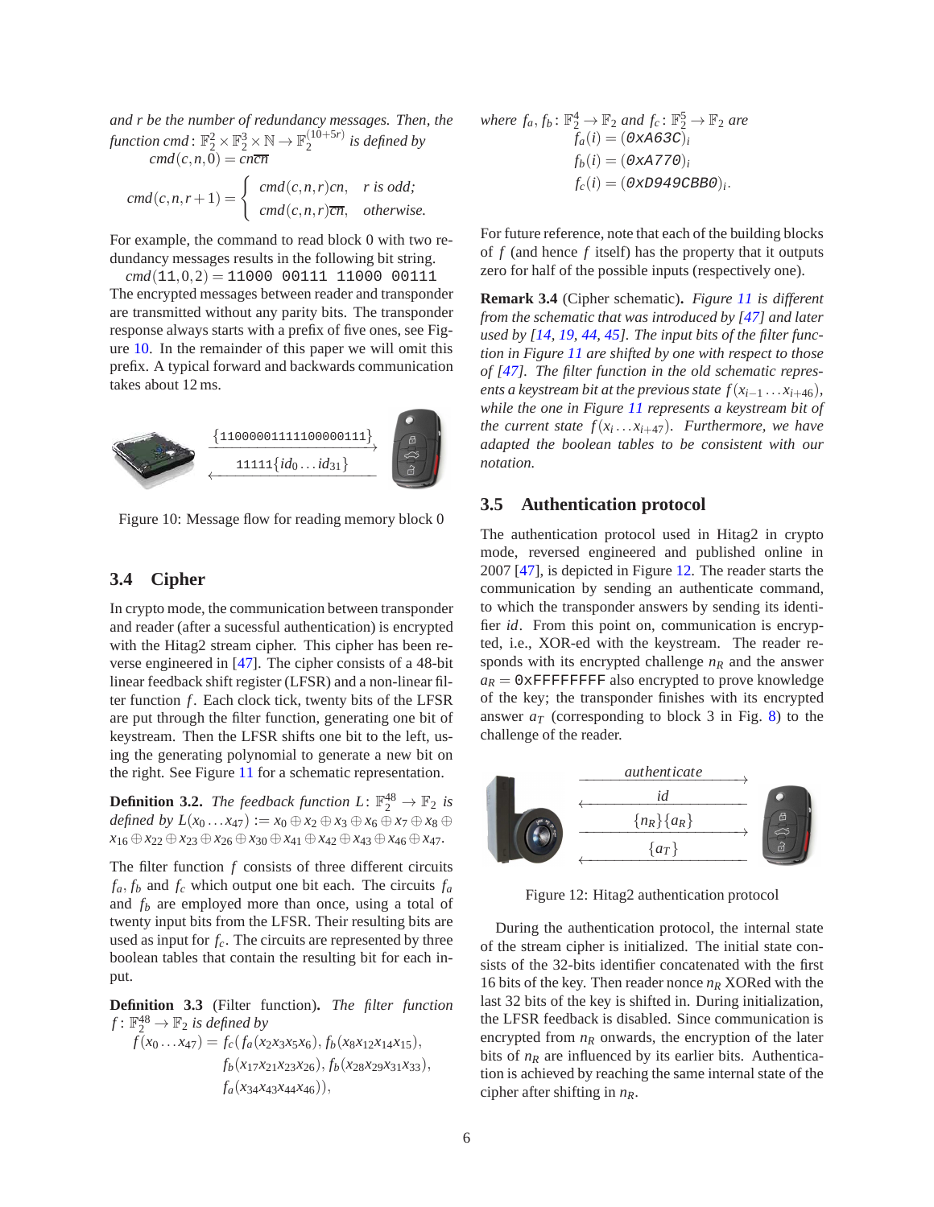*and r be the number of redundancy messages. Then, the function* $cmd: \mathbb{F}_2^2 \times \mathbb{F}_2^3 \times \mathbb{N} \to \mathbb{F}_2^{(10+5r)}$ *is defined by*

$$cmd(c,n,0) = cn\overline{cn}$$

$$cmd(c,n,r+1) = \begin{cases} cmd(c,n,r)cn, & r \text{ is odd;} \\ cmd(c,n,r)\overline{cn}, & \text{otherwise.} \end{cases}$$

For example, the command to read block 0 with two redundancy messages results in the following bit string.

$cmd(\texttt{11},0,2) = \texttt{11000 00111 11000 00111}$

The encrypted messages between reader and transponder are transmitted without any parity bits. The transponder response always starts with a prefix of five ones, see Figure 10. In the remainder of this paper we will omit this prefix. A typical forward and backwards communication takes about 12 ms.

$\{\texttt{11000001111100000111}\}$

$\texttt{11111}\{id_0 \dots id_{31}\}$

Figure 10: Message flow for reading memory block 0

## 3.4 Cipher

In crypto mode, the communication between transponder and reader (after a sucessful authentication) is encrypted with the Hitag2 stream cipher. This cipher has been reverse engineered in [47]. The cipher consists of a 48-bit linear feedback shift register (LFSR) and a non-linear filter function $f$. Each clock tick, twenty bits of the LFSR are put through the filter function, generating one bit of keystream. Then the LFSR shifts one bit to the left, using the generating polynomial to generate a new bit on the right. See Figure 11 for a schematic representation.

**Definition 3.2.** *The feedback function* $L: \mathbb{F}_2^{48} \to \mathbb{F}_2$ *is defined by* $L(x_0 \dots x_{47}) := x_0 \oplus x_2 \oplus x_3 \oplus x_6 \oplus x_7 \oplus x_8 \oplus x_{16} \oplus x_{22} \oplus x_{23} \oplus x_{26} \oplus x_{30} \oplus x_{41} \oplus x_{42} \oplus x_{43} \oplus x_{46} \oplus x_{47}$.

The filter function $f$ consists of three different circuits $f_a$, $f_b$ and $f_c$ which output one bit each. The circuits $f_a$ and $f_b$ are employed more than once, using a total of twenty input bits from the LFSR. Their resulting bits are used as input for $f_c$. The circuits are represented by three boolean tables that contain the resulting bit for each input.

**Definition 3.3** (Filter function)**.** *The filter function* $f: \mathbb{F}_2^{48} \to \mathbb{F}_2$ *is defined by*

$$\begin{aligned} f(x_0 \dots x_{47}) = f_c(&f_a(x_2x_3x_5x_6), f_b(x_8x_{12}x_{14}x_{15}), \\ &f_b(x_{17}x_{21}x_{23}x_{26}), f_b(x_{28}x_{29}x_{31}x_{33}), \\ &f_a(x_{34}x_{43}x_{44}x_{46})), \end{aligned}$$

*where* $f_a, f_b: \mathbb{F}_2^4 \to \mathbb{F}_2$ *and* $f_c: \mathbb{F}_2^5 \to \mathbb{F}_2$ *are*

$$f_a(i) = (\texttt{0xA63C})_i$$
$$f_b(i) = (\texttt{0xA770})_i$$
$$f_c(i) = (\texttt{0xD949CBB0})_i.$$

For future reference, note that each of the building blocks of $f$ (and hence $f$ itself) has the property that it outputs zero for half of the possible inputs (respectively one).

**Remark 3.4** (Cipher schematic)**.** *Figure 11 is different from the schematic that was introduced by [47] and later used by [14, 19, 44, 45]. The input bits of the filter function in Figure 11 are shifted by one with respect to those of [47]. The filter function in the old schematic represents a keystream bit at the previous state* $f(x_{i-1} \dots x_{i+46})$*, while the one in Figure 11 represents a keystream bit of the current state* $f(x_i \dots x_{i+47})$*. Furthermore, we have adapted the boolean tables to be consistent with our notation.*

## 3.5 Authentication protocol

The authentication protocol used in Hitag2 in crypto mode, reversed engineered and published online in 2007 [47], is depicted in Figure 12. The reader starts the communication by sending an authenticate command, to which the transponder answers by sending its identifier $id$. From this point on, communication is encrypted, i.e., XOR-ed with the keystream. The reader responds with its encrypted challenge $n_R$ and the answer $a_R = \texttt{0xFFFFFFFF}$ also encrypted to prove knowledge of the key; the transponder finishes with its encrypted answer $a_T$ (corresponding to block 3 in Fig. 8) to the challenge of the reader.

*authenticate*

$id$

$\{n_R\}\{a_R\}$

$\{a_T\}$

Figure 12: Hitag2 authentication protocol

During the authentication protocol, the internal state of the stream cipher is initialized. The initial state consists of the 32-bits identifier concatenated with the first 16 bits of the key. Then reader nonce $n_R$ XORed with the last 32 bits of the key is shifted in. During initialization, the LFSR feedback is disabled. Since communication is encrypted from $n_R$ onwards, the encryption of the later bits of $n_R$ are influenced by its earlier bits. Authentication is achieved by reaching the same internal state of the cipher after shifting in $n_R$.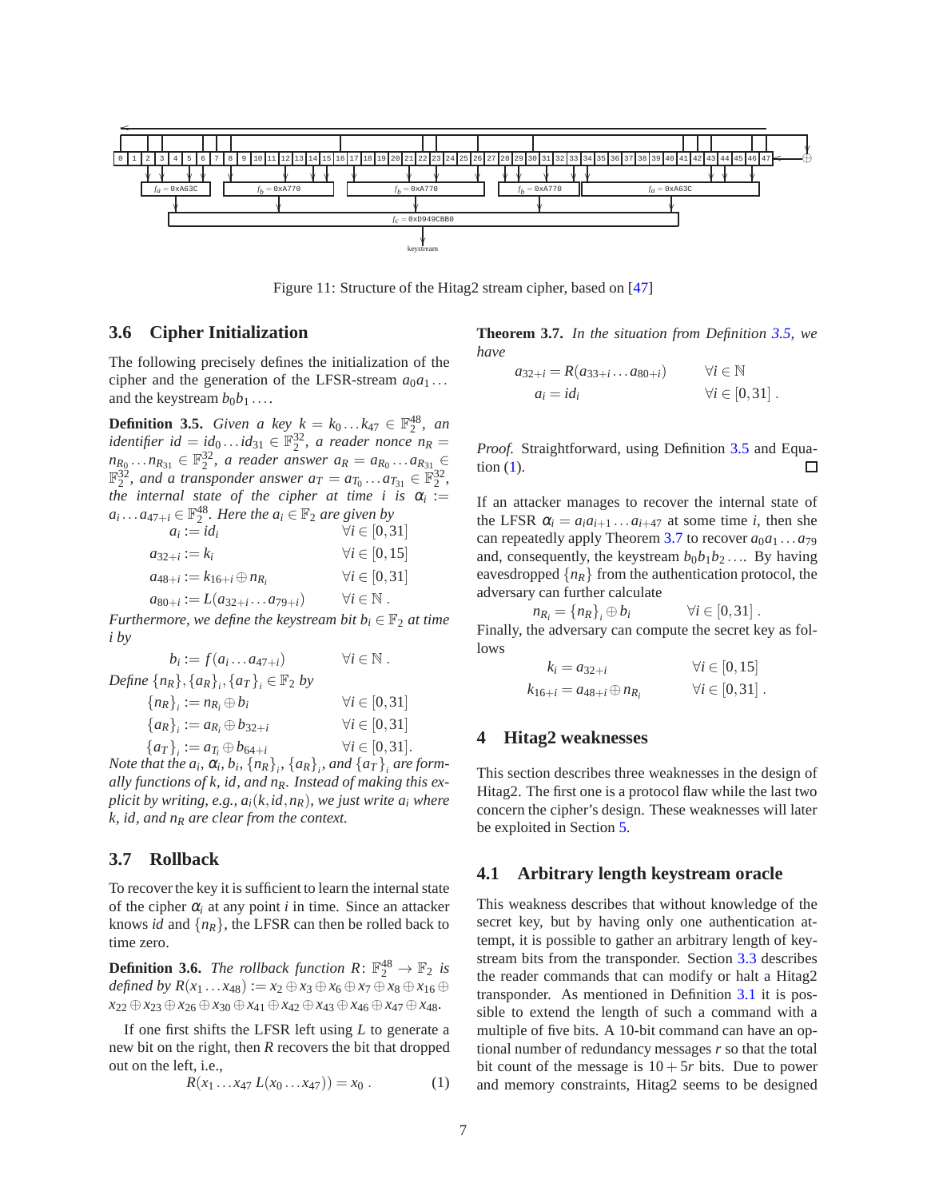Figure 11: Structure of the Hitag2 stream cipher, based on [47]

### 3.6 Cipher Initialization

The following precisely defines the initialization of the cipher and the generation of the LFSR-stream $a_0 a_1 \ldots$ and the keystream $b_0 b_1 \ldots$.

**Definition 3.5.** *Given a key $k = k_0 \ldots k_{47} \in \mathbb{F}_2^{48}$, an identifier $id = id_0 \ldots id_{31} \in \mathbb{F}_2^{32}$, a reader nonce $n_R = n_{R_0} \ldots n_{R_{31}} \in \mathbb{F}_2^{32}$, a reader answer $a_R = a_{R_0} \ldots a_{R_{31}} \in \mathbb{F}_2^{32}$, and a transponder answer $a_T = a_{T_0} \ldots a_{T_{31}} \in \mathbb{F}_2^{32}$, the internal state of the cipher at time $i$ is $\alpha_i := a_i \ldots a_{47+i} \in \mathbb{F}_2^{48}$. Here the $a_i \in \mathbb{F}_2$ are given by*

$$
\begin{aligned}
a_i &:= id_i && \forall i \in [0,31] \\
a_{32+i} &:= k_i && \forall i \in [0,15] \\
a_{48+i} &:= k_{16+i} \oplus n_{R_i} && \forall i \in [0,31] \\
a_{80+i} &:= L(a_{32+i} \ldots a_{79+i}) && \forall i \in \mathbb{N} .
\end{aligned}
$$

*Furthermore, we define the keystream bit $b_i \in \mathbb{F}_2$ at time $i$ by*

$$
b_i := f(a_i \ldots a_{47+i}) \qquad \forall i \in \mathbb{N} .
$$

*Define $\{n_R\}, \{a_R\}_i, \{a_T\}_i \in \mathbb{F}_2$ by*

$$
\begin{aligned}
\{n_R\}_i &:= n_{R_i} \oplus b_i && \forall i \in [0,31] \\
\{a_R\}_i &:= a_{R_i} \oplus b_{32+i} && \forall i \in [0,31] \\
\{a_T\}_i &:= a_{T_i} \oplus b_{64+i} && \forall i \in [0,31].
\end{aligned}
$$

*Note that the $a_i$, $\alpha_i$, $b_i$, $\{n_R\}_i$, $\{a_R\}_i$, and $\{a_T\}_i$ are formally functions of $k$, $id$, and $n_R$. Instead of making this explicit by writing, e.g., $a_i(k,id,n_R)$, we just write $a_i$ where $k$, $id$, and $n_R$ are clear from the context.*

### 3.7 Rollback

To recover the key it is sufficient to learn the internal state of the cipher $\alpha_i$ at any point $i$ in time. Since an attacker knows $id$ and $\{n_R\}$, the LFSR can then be rolled back to time zero.

**Definition 3.6.** *The rollback function $R\colon \mathbb{F}_2^{48} \to \mathbb{F}_2$ is defined by $R(x_1 \ldots x_{48}) := x_2 \oplus x_3 \oplus x_6 \oplus x_7 \oplus x_8 \oplus x_{16} \oplus x_{22} \oplus x_{23} \oplus x_{26} \oplus x_{30} \oplus x_{41} \oplus x_{42} \oplus x_{43} \oplus x_{46} \oplus x_{47} \oplus x_{48}$.*

If one first shifts the LFSR left using $L$ to generate a new bit on the right, then $R$ recovers the bit that dropped out on the left, i.e.,

$$
R(x_1 \ldots x_{47}\, L(x_0 \ldots x_{47})) = x_0 . \tag{1}
$$

**Theorem 3.7.** *In the situation from Definition 3.5, we have*

$$
\begin{aligned}
a_{32+i} &= R(a_{33+i} \ldots a_{80+i}) && \forall i \in \mathbb{N} \\
a_i &= id_i && \forall i \in [0,31] .
\end{aligned}
$$

*Proof.* Straightforward, using Definition 3.5 and Equation (1). □

If an attacker manages to recover the internal state of the LFSR $\alpha_i = a_i a_{i+1} \ldots a_{i+47}$ at some time $i$, then she can repeatedly apply Theorem 3.7 to recover $a_0 a_1 \ldots a_{79}$ and, consequently, the keystream $b_0 b_1 b_2 \ldots$. By having eavesdropped $\{n_R\}$ from the authentication protocol, the adversary can further calculate

$$
n_{R_i} = \{n_R\}_i \oplus b_i \qquad \forall i \in [0,31] .
$$

Finally, the adversary can compute the secret key as follows

$$
\begin{aligned}
k_i &= a_{32+i} && \forall i \in [0,15] \\
k_{16+i} &= a_{48+i} \oplus n_{R_i} && \forall i \in [0,31] .
\end{aligned}
$$

## 4 Hitag2 weaknesses

This section describes three weaknesses in the design of Hitag2. The first one is a protocol flaw while the last two concern the cipher's design. These weaknesses will later be exploited in Section 5.

### 4.1 Arbitrary length keystream oracle

This weakness describes that without knowledge of the secret key, but by having only one authentication attempt, it is possible to gather an arbitrary length of keystream bits from the transponder. Section 3.3 describes the reader commands that can modify or halt a Hitag2 transponder. As mentioned in Definition 3.1 it is possible to extend the length of such a command with a multiple of five bits. A 10-bit command can have an optional number of redundancy messages $r$ so that the total bit count of the message is $10+5r$ bits. Due to power and memory constraints, Hitag2 seems to be designed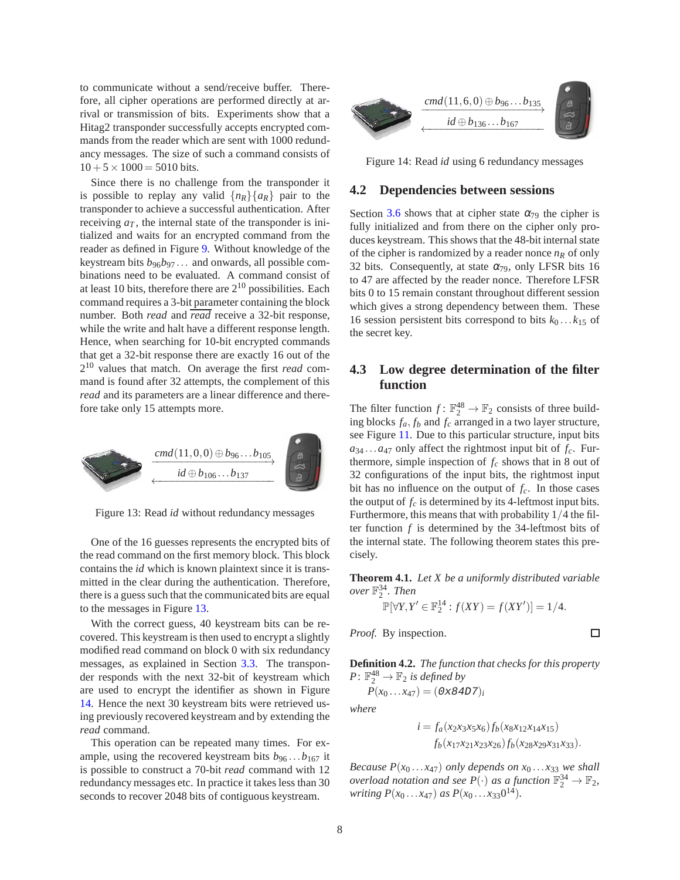to communicate without a send/receive buffer. Therefore, all cipher operations are performed directly at arrival or transmission of bits. Experiments show that a Hitag2 transponder successfully accepts encrypted commands from the reader which are sent with 1000 redundancy messages. The size of such a command consists of $10+5\times 1000 = 5010$ bits.

Since there is no challenge from the transponder it is possible to replay any valid $\{n_R\}\{a_R\}$ pair to the transponder to achieve a successful authentication. After receiving $a_T$, the internal state of the transponder is initialized and waits for an encrypted command from the reader as defined in Figure 9. Without knowledge of the keystream bits $b_{96}b_{97}\ldots$ and onwards, all possible combinations need to be evaluated. A command consist of at least 10 bits, therefore there are $2^{10}$ possibilities. Each command requires a 3-bit parameter containing the block number. Both *read* and $\overline{read}$ receive a 32-bit response, while the write and halt have a different response length. Hence, when searching for 10-bit encrypted commands that get a 32-bit response there are exactly 16 out of the $2^{10}$ values that match. On average the first *read* command is found after 32 attempts, the complement of this *read* and its parameters are a linear difference and therefore take only 15 attempts more.

$cmd(11,0,0)\oplus b_{96}\ldots b_{105}$ →
← $id \oplus b_{106}\ldots b_{137}$

Figure 13: Read *id* without redundancy messages

One of the 16 guesses represents the encrypted bits of the read command on the first memory block. This block contains the *id* which is known plaintext since it is transmitted in the clear during the authentication. Therefore, there is a guess such that the communicated bits are equal to the messages in Figure 13.

With the correct guess, 40 keystream bits can be recovered. This keystream is then used to encrypt a slightly modified read command on block 0 with six redundancy messages, as explained in Section 3.3. The transponder responds with the next 32-bit of keystream which are used to encrypt the identifier as shown in Figure 14. Hence the next 30 keystream bits were retrieved using previously recovered keystream and by extending the *read* command.

This operation can be repeated many times. For example, using the recovered keystream bits $b_{96}\ldots b_{167}$ it is possible to construct a 70-bit *read* command with 12 redundancy messages etc. In practice it takes less than 30 seconds to recover 2048 bits of contiguous keystream.

$cmd(11,6,0)\oplus b_{96}\ldots b_{135}$ →
← $id \oplus b_{136}\ldots b_{167}$

Figure 14: Read *id* using 6 redundancy messages

## 4.2 Dependencies between sessions

Section 3.6 shows that at cipher state $\alpha_{79}$ the cipher is fully initialized and from there on the cipher only produces keystream. This shows that the 48-bit internal state of the cipher is randomized by a reader nonce $n_R$ of only 32 bits. Consequently, at state $\alpha_{79}$, only LFSR bits 16 to 47 are affected by the reader nonce. Therefore LFSR bits 0 to 15 remain constant throughout different session which gives a strong dependency between them. These 16 session persistent bits correspond to bits $k_0\ldots k_{15}$ of the secret key.

## 4.3 Low degree determination of the filter function

The filter function $f\colon \mathbb{F}_2^{48}\to\mathbb{F}_2$ consists of three building blocks $f_a$, $f_b$ and $f_c$ arranged in a two layer structure, see Figure 11. Due to this particular structure, input bits $a_{34}\ldots a_{47}$ only affect the rightmost input bit of $f_c$. Furthermore, simple inspection of $f_c$ shows that in 8 out of 32 configurations of the input bits, the rightmost input bit has no influence on the output of $f_c$. In those cases the output of $f_c$ is determined by its 4-leftmost input bits. Furthermore, this means that with probability 1/4 the filter function $f$ is determined by the 34-leftmost bits of the internal state. The following theorem states this precisely.

**Theorem 4.1.** *Let $X$ be a uniformly distributed variable over $\mathbb{F}_2^{34}$. Then*

$$\mathbb{P}[\forall Y,Y'\in\mathbb{F}_2^{14} : f(XY) = f(XY')] = 1/4.$$

*Proof.* By inspection. □

**Definition 4.2.** *The function that checks for this property $P\colon \mathbb{F}_2^{48}\to\mathbb{F}_2$ is defined by*

$$P(x_0\ldots x_{47}) = (\texttt{0x84D7})_i$$

*where*

$$i = f_a(x_2x_3x_5x_6)\,f_b(x_8x_{12}x_{14}x_{15})\,f_b(x_{17}x_{21}x_{23}x_{26})\,f_b(x_{28}x_{29}x_{31}x_{33}).$$

*Because $P(x_0\ldots x_{47})$ only depends on $x_0\ldots x_{33}$ we shall overload notation and see $P(\cdot)$ as a function $\mathbb{F}_2^{34}\to\mathbb{F}_2$, writing $P(x_0\ldots x_{47})$ as $P(x_0\ldots x_{33}0^{14})$.*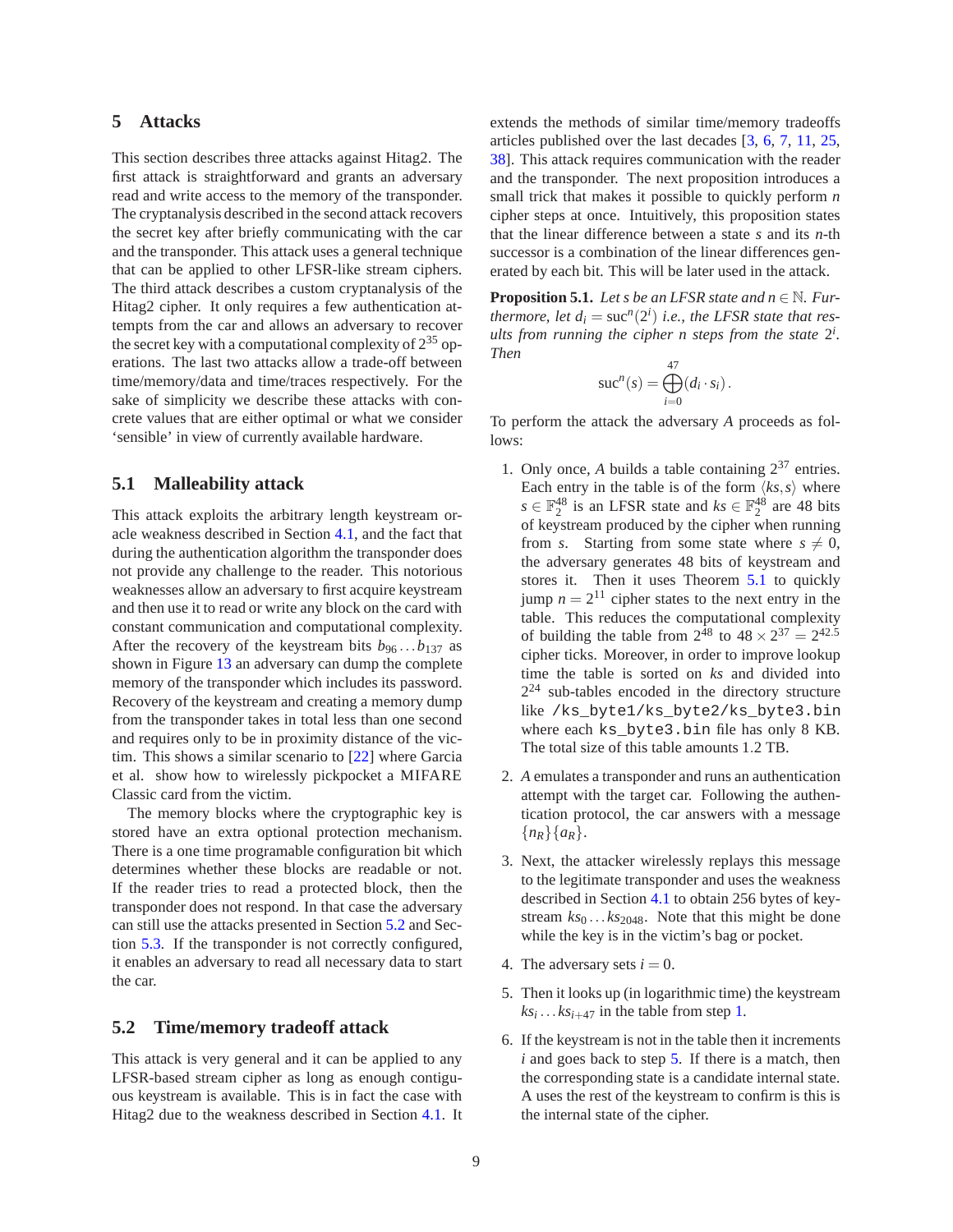## 5 Attacks

This section describes three attacks against Hitag2. The first attack is straightforward and grants an adversary read and write access to the memory of the transponder. The cryptanalysis described in the second attack recovers the secret key after briefly communicating with the car and the transponder. This attack uses a general technique that can be applied to other LFSR-like stream ciphers. The third attack describes a custom cryptanalysis of the Hitag2 cipher. It only requires a few authentication attempts from the car and allows an adversary to recover the secret key with a computational complexity of $2^{35}$ operations. The last two attacks allow a trade-off between time/memory/data and time/traces respectively. For the sake of simplicity we describe these attacks with concrete values that are either optimal or what we consider 'sensible' in view of currently available hardware.

### 5.1 Malleability attack

This attack exploits the arbitrary length keystream oracle weakness described in Section 4.1, and the fact that during the authentication algorithm the transponder does not provide any challenge to the reader. This notorious weaknesses allow an adversary to first acquire keystream and then use it to read or write any block on the card with constant communication and computational complexity. After the recovery of the keystream bits $b_{96} \dots b_{137}$ as shown in Figure 13 an adversary can dump the complete memory of the transponder which includes its password. Recovery of the keystream and creating a memory dump from the transponder takes in total less than one second and requires only to be in proximity distance of the victim. This shows a similar scenario to [22] where Garcia et al. show how to wirelessly pickpocket a MIFARE Classic card from the victim.

The memory blocks where the cryptographic key is stored have an extra optional protection mechanism. There is a one time programable configuration bit which determines whether these blocks are readable or not. If the reader tries to read a protected block, then the transponder does not respond. In that case the adversary can still use the attacks presented in Section 5.2 and Section 5.3. If the transponder is not correctly configured, it enables an adversary to read all necessary data to start the car.

### 5.2 Time/memory tradeoff attack

This attack is very general and it can be applied to any LFSR-based stream cipher as long as enough contiguous keystream is available. This is in fact the case with Hitag2 due to the weakness described in Section 4.1. It extends the methods of similar time/memory tradeoffs articles published over the last decades [3, 6, 7, 11, 25, 38]. This attack requires communication with the reader and the transponder. The next proposition introduces a small trick that makes it possible to quickly perform $n$ cipher steps at once. Intuitively, this proposition states that the linear difference between a state $s$ and its $n$-th successor is a combination of the linear differences generated by each bit. This will be later used in the attack.

**Proposition 5.1.** *Let $s$ be an LFSR state and $n \in \mathbb{N}$. Furthermore, let $d_i = \mathrm{suc}^n(2^i)$ i.e., the LFSR state that results from running the cipher $n$ steps from the state $2^i$. Then*

$$\mathrm{suc}^n(s) = \bigoplus_{i=0}^{47} (d_i \cdot s_i).$$

To perform the attack the adversary $A$ proceeds as follows:

1. Only once, $A$ builds a table containing $2^{37}$ entries. Each entry in the table is of the form $\langle ks, s \rangle$ where $s \in \mathbb{F}_2^{48}$ is an LFSR state and $ks \in \mathbb{F}_2^{48}$ are 48 bits of keystream produced by the cipher when running from $s$. Starting from some state where $s \neq 0$, the adversary generates 48 bits of keystream and stores it. Then it uses Theorem 5.1 to quickly jump $n = 2^{11}$ cipher states to the next entry in the table. This reduces the computational complexity of building the table from $2^{48}$ to $48 \times 2^{37} = 2^{42.5}$ cipher ticks. Moreover, in order to improve lookup time the table is sorted on $ks$ and divided into $2^{24}$ sub-tables encoded in the directory structure like `/ks_byte1/ks_byte2/ks_byte3.bin` where each `ks_byte3.bin` file has only 8 KB. The total size of this table amounts 1.2 TB.
2. $A$ emulates a transponder and runs an authentication attempt with the target car. Following the authentication protocol, the car answers with a message $\{n_R\}\{a_R\}$.
3. Next, the attacker wirelessly replays this message to the legitimate transponder and uses the weakness described in Section 4.1 to obtain 256 bytes of keystream $ks_0 \dots ks_{2048}$. Note that this might be done while the key is in the victim's bag or pocket.
4. The adversary sets $i = 0$.
5. Then it looks up (in logarithmic time) the keystream $ks_i \dots ks_{i+47}$ in the table from step 1.
6. If the keystream is not in the table then it increments $i$ and goes back to step 5. If there is a match, then the corresponding state is a candidate internal state. A uses the rest of the keystream to confirm is this is the internal state of the cipher.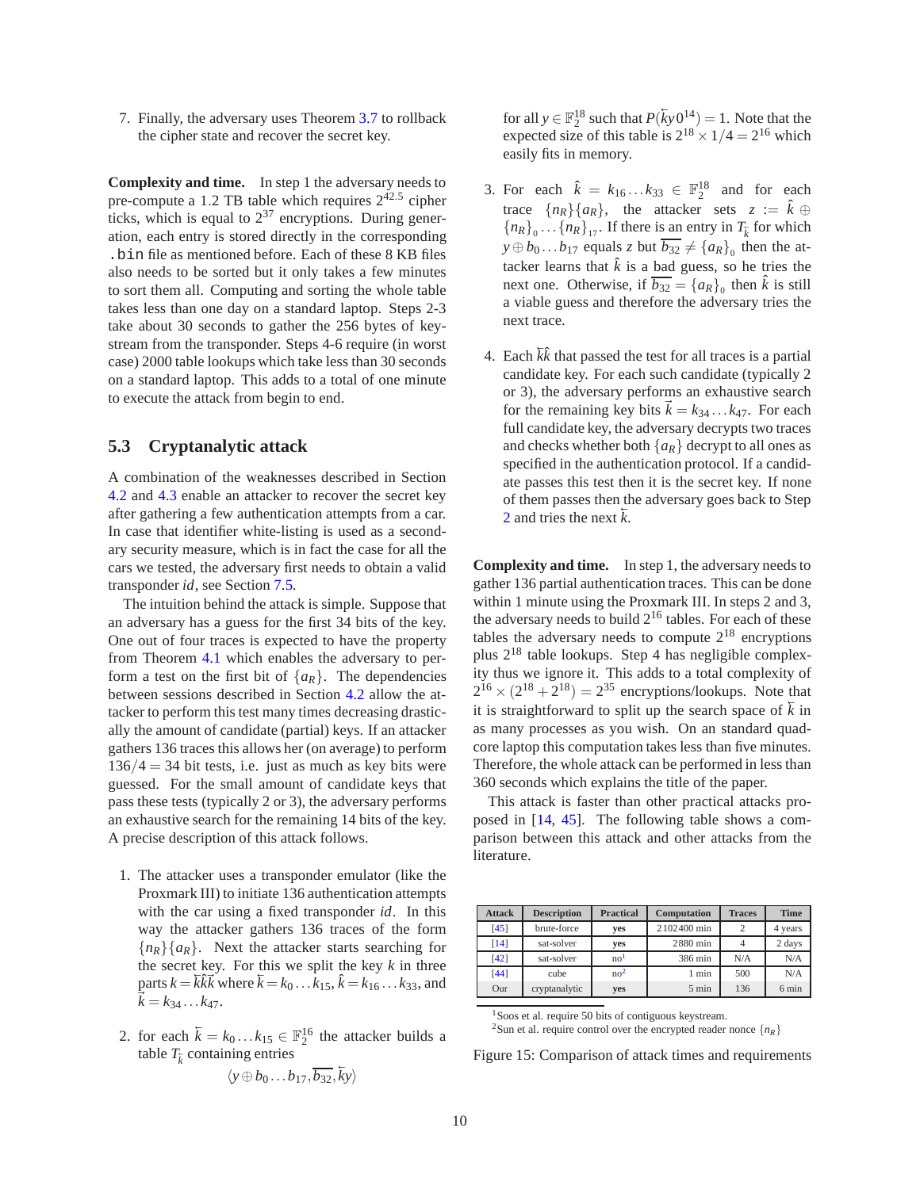7. Finally, the adversary uses Theorem 3.7 to rollback the cipher state and recover the secret key.

**Complexity and time.** In step 1 the adversary needs to pre-compute a 1.2 TB table which requires $2^{42.5}$ cipher ticks, which is equal to $2^{37}$ encryptions. During generation, each entry is stored directly in the corresponding `.bin` file as mentioned before. Each of these 8 KB files also needs to be sorted but it only takes a few minutes to sort them all. Computing and sorting the whole table takes less than one day on a standard laptop. Steps 2-3 take about 30 seconds to gather the 256 bytes of keystream from the transponder. Steps 4-6 require (in worst case) 2000 table lookups which take less than 30 seconds on a standard laptop. This adds to a total of one minute to execute the attack from begin to end.

## 5.3 Cryptanalytic attack

A combination of the weaknesses described in Section 4.2 and 4.3 enable an attacker to recover the secret key after gathering a few authentication attempts from a car. In case that identifier white-listing is used as a secondary security measure, which is in fact the case for all the cars we tested, the adversary first needs to obtain a valid transponder *id*, see Section 7.5.

The intuition behind the attack is simple. Suppose that an adversary has a guess for the first 34 bits of the key. One out of four traces is expected to have the property from Theorem 4.1 which enables the adversary to perform a test on the first bit of $\{a_R\}$. The dependencies between sessions described in Section 4.2 allow the attacker to perform this test many times decreasing drastically the amount of candidate (partial) keys. If an attacker gathers 136 traces this allows her (on average) to perform $136/4 = 34$ bit tests, i.e. just as much as key bits were guessed. For the small amount of candidate keys that pass these tests (typically 2 or 3), the adversary performs an exhaustive search for the remaining 14 bits of the key. A precise description of this attack follows.

1. The attacker uses a transponder emulator (like the Proxmark III) to initiate 136 authentication attempts with the car using a fixed transponder *id*. In this way the attacker gathers 136 traces of the form $\{n_R\}\{a_R\}$. Next the attacker starts searching for the secret key. For this we split the key $k$ in three parts $k = \overleftarrow{k}\hat{k}\overrightarrow{k}$ where $\overleftarrow{k} = k_0 \dots k_{15}$, $\hat{k} = k_{16} \dots k_{33}$, and $\overrightarrow{k} = k_{34} \dots k_{47}$.

2. for each $\overleftarrow{k} = k_0 \dots k_{15} \in \mathbb{F}_2^{16}$ the attacker builds a table $T_{\overleftarrow{k}}$ containing entries
$$\langle y \oplus b_0 \dots b_{17}, \overline{b_{32}}, \overleftarrow{k}y \rangle$$
for all $y \in \mathbb{F}_2^{18}$ such that $P(\overleftarrow{k}y0^{14}) = 1$. Note that the expected size of this table is $2^{18} \times 1/4 = 2^{16}$ which easily fits in memory.

3. For each $\hat{k} = k_{16} \dots k_{33} \in \mathbb{F}_2^{18}$ and for each trace $\{n_R\}\{a_R\}$, the attacker sets $z := \hat{k} \oplus \{n_R\}_0 \dots \{n_R\}_{17}$. If there is an entry in $T_{\overleftarrow{k}}$ for which $y \oplus b_0 \dots b_{17}$ equals $z$ but $\overline{b_{32}} \neq \{a_R\}_0$ then the attacker learns that $\hat{k}$ is a bad guess, so he tries the next one. Otherwise, if $\overline{b_{32}} = \{a_R\}_0$ then $\hat{k}$ is still a viable guess and therefore the adversary tries the next trace.

4. Each $\overleftarrow{k}\hat{k}$ that passed the test for all traces is a partial candidate key. For each such candidate (typically 2 or 3), the adversary performs an exhaustive search for the remaining key bits $\overrightarrow{k} = k_{34} \dots k_{47}$. For each full candidate key, the adversary decrypts two traces and checks whether both $\{a_R\}$ decrypt to all ones as specified in the authentication protocol. If a candidate passes this test then it is the secret key. If none of them passes then the adversary goes back to Step 2 and tries the next $\overleftarrow{k}$.

**Complexity and time.** In step 1, the adversary needs to gather 136 partial authentication traces. This can be done within 1 minute using the Proxmark III. In steps 2 and 3, the adversary needs to build $2^{16}$ tables. For each of these tables the adversary needs to compute $2^{18}$ encryptions plus $2^{18}$ table lookups. Step 4 has negligible complexity thus we ignore it. This adds to a total complexity of $2^{16} \times (2^{18} + 2^{18}) = 2^{35}$ encryptions/lookups. Note that it is straightforward to split up the search space of $\overleftarrow{k}$ in as many processes as you wish. On an standard quad-core laptop this computation takes less than five minutes. Therefore, the whole attack can be performed in less than 360 seconds which explains the title of the paper.

This attack is faster than other practical attacks proposed in [14, 45]. The following table shows a comparison between this attack and other attacks from the literature.

| Attack | Description | Practical | Computation | Traces | Time |
|---|---|---|---|---|---|
| [45] | brute-force | **yes** | 2102400 min | 2 | 4 years |
| [14] | sat-solver | **yes** | 2880 min | 4 | 2 days |
| [42] | sat-solver | no[1] | 386 min | N/A | N/A |
| [44] | cube | no[2] | 1 min | 500 | N/A |
| Our | cryptanalytic | **yes** | 5 min | 136 | 6 min |

[1] Soos et al. require 50 bits of contiguous keystream.
[2] Sun et al. require control over the encrypted reader nonce $\{n_R\}$

Figure 15: Comparison of attack times and requirements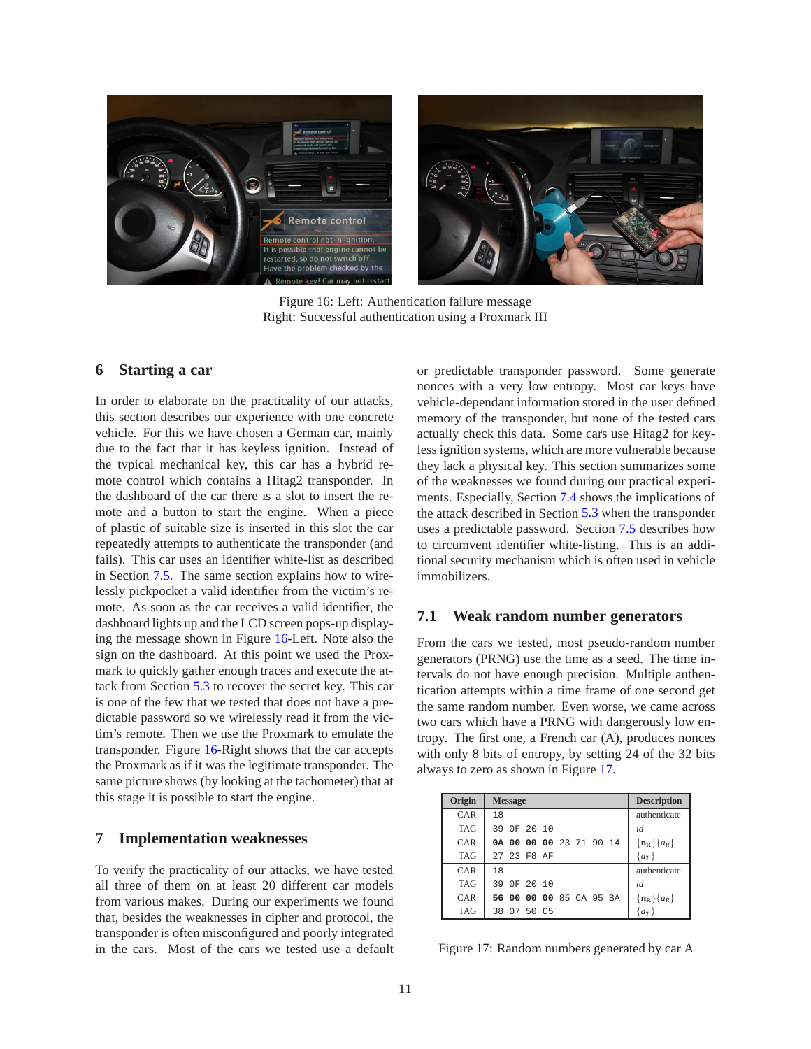Figure 16: Left: Authentication failure message
Right: Successful authentication using a Proxmark III

## 6 Starting a car

In order to elaborate on the practicality of our attacks, this section describes our experience with one concrete vehicle. For this we have chosen a German car, mainly due to the fact that it has keyless ignition. Instead of the typical mechanical key, this car has a hybrid remote control which contains a Hitag2 transponder. In the dashboard of the car there is a slot to insert the remote and a button to start the engine. When a piece of plastic of suitable size is inserted in this slot the car repeatedly attempts to authenticate the transponder (and fails). This car uses an identifier white-list as described in Section 7.5. The same section explains how to wirelessly pickpocket a valid identifier from the victim's remote. As soon as the car receives a valid identifier, the dashboard lights up and the LCD screen pops-up displaying the message shown in Figure 16-Left. Note also the sign on the dashboard. At this point we used the Proxmark to quickly gather enough traces and execute the attack from Section 5.3 to recover the secret key. This car is one of the few that we tested that does not have a predictable password so we wirelessly read it from the victim's remote. Then we use the Proxmark to emulate the transponder. Figure 16-Right shows that the car accepts the Proxmark as if it was the legitimate transponder. The same picture shows (by looking at the tachometer) that at this stage it is possible to start the engine.

## 7 Implementation weaknesses

To verify the practicality of our attacks, we have tested all three of them on at least 20 different car models from various makes. During our experiments we found that, besides the weaknesses in cipher and protocol, the transponder is often misconfigured and poorly integrated in the cars. Most of the cars we tested use a default or predictable transponder password. Some generate nonces with a very low entropy. Most car keys have vehicle-dependant information stored in the user defined memory of the transponder, but none of the tested cars actually check this data. Some cars use Hitag2 for keyless ignition systems, which are more vulnerable because they lack a physical key. This section summarizes some of the weaknesses we found during our practical experiments. Especially, Section 7.4 shows the implications of the attack described in Section 5.3 when the transponder uses a predictable password. Section 7.5 describes how to circumvent identifier white-listing. This is an additional security mechanism which is often used in vehicle immobilizers.

### 7.1 Weak random number generators

From the cars we tested, most pseudo-random number generators (PRNG) use the time as a seed. The time intervals do not have enough precision. Multiple authentication attempts within a time frame of one second get the same random number. Even worse, we came across two cars which have a PRNG with dangerously low entropy. The first one, a French car (A), produces nonces with only 8 bits of entropy, by setting 24 of the 32 bits always to zero as shown in Figure 17.

| Origin | Message | Description |
|---|---|---|
| CAR | 18 | authenticate |
| TAG | 39 0F 20 10 | *id* |
| CAR | **0A 00 00 00** 23 71 90 14 | $\{\mathbf{n_R}\}\{a_R\}$ |
| TAG | 27 23 F8 AF | $\{a_T\}$ |
| CAR | 18 | authenticate |
| TAG | 39 0F 20 10 | *id* |
| CAR | **56 00 00 00** 85 CA 95 BA | $\{\mathbf{n_R}\}\{a_R\}$ |
| TAG | 38 07 50 C5 | $\{a_T\}$ |

Figure 17: Random numbers generated by car A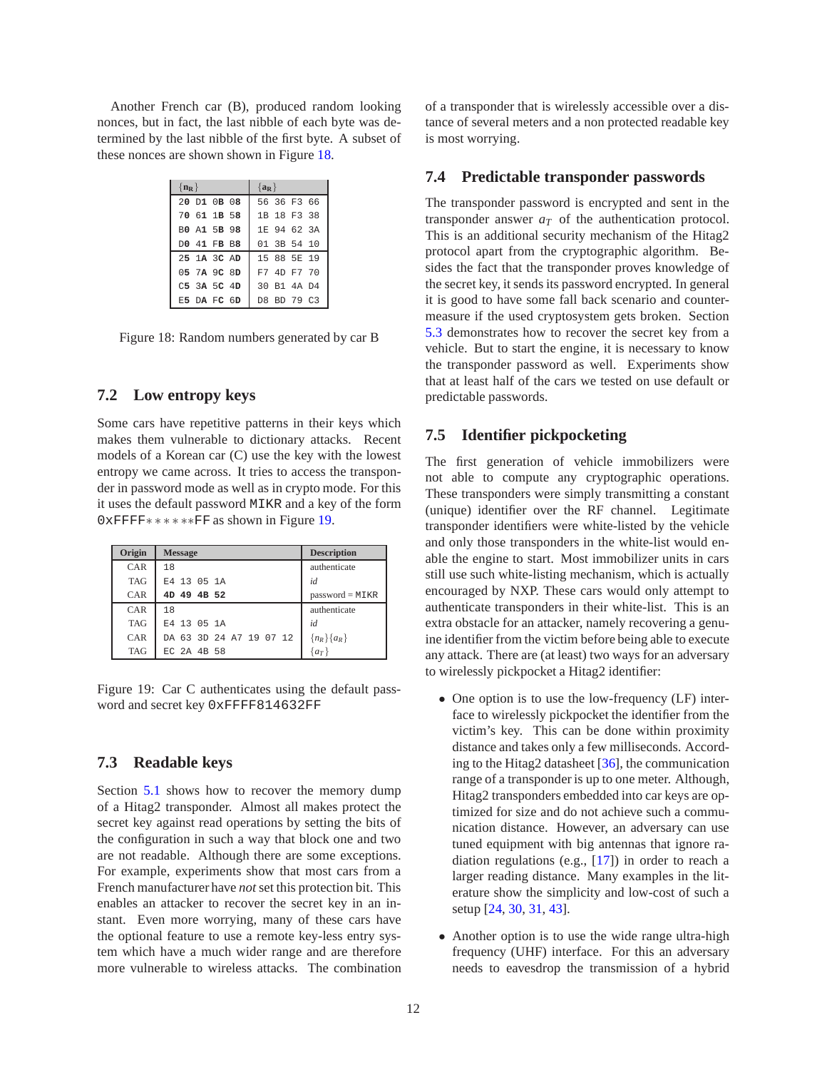Another French car (B), produced random looking nonces, but in fact, the last nibble of each byte was determined by the last nibble of the first byte. A subset of these nonces are shown shown in Figure 18.

| $\{n_R\}$ | $\{a_R\}$ |
|---|---|
| **20** D1 **0B** 08 | 56 36 F3 66 |
| **70** 61 **1B** 58 | 1B 18 F3 38 |
| **B0** A1 **5B** 98 | 1E 94 62 3A |
| **D0** 41 **FB** B8 | 01 3B 54 10 |
| **25** 1A **3C** AD | 15 88 5E 19 |
| **05** 7A **9C** 8D | F7 4D F7 70 |
| **C5** 3A **5C** 4D | 30 B1 4A D4 |
| **E5** DA **FC** 6D | D8 BD 79 C3 |

Figure 18: Random numbers generated by car B

## 7.2 Low entropy keys

Some cars have repetitive patterns in their keys which makes them vulnerable to dictionary attacks. Recent models of a Korean car (C) use the key with the lowest entropy we came across. It tries to access the transponder in password mode as well as in crypto mode. For this it uses the default password `MIKR` and a key of the form `0xFFFF******FF` as shown in Figure 19.

| Origin | Message | Description |
|---|---|---|
| CAR | 18 | authenticate |
| TAG | E4 13 05 1A | *id* |
| CAR | **4D 49 4B 52** | password = `MIKR` |
| CAR | 18 | authenticate |
| TAG | E4 13 05 1A | *id* |
| CAR | DA 63 3D 24 A7 19 07 12 | $\{n_R\}\{a_R\}$ |
| TAG | EC 2A 4B 58 | $\{a_T\}$ |

Figure 19: Car C authenticates using the default password and secret key `0xFFFF814632FF`

## 7.3 Readable keys

Section 5.1 shows how to recover the memory dump of a Hitag2 transponder. Almost all makes protect the secret key against read operations by setting the bits of the configuration in such a way that block one and two are not readable. Although there are some exceptions. For example, experiments show that most cars from a French manufacturer have *not* set this protection bit. This enables an attacker to recover the secret key in an instant. Even more worrying, many of these cars have the optional feature to use a remote key-less entry system which have a much wider range and are therefore more vulnerable to wireless attacks. The combination of a transponder that is wirelessly accessible over a distance of several meters and a non protected readable key is most worrying.

## 7.4 Predictable transponder passwords

The transponder password is encrypted and sent in the transponder answer $a_T$ of the authentication protocol. This is an additional security mechanism of the Hitag2 protocol apart from the cryptographic algorithm. Besides the fact that the transponder proves knowledge of the secret key, it sends its password encrypted. In general it is good to have some fall back scenario and countermeasure if the used cryptosystem gets broken. Section 5.3 demonstrates how to recover the secret key from a vehicle. But to start the engine, it is necessary to know the transponder password as well. Experiments show that at least half of the cars we tested on use default or predictable passwords.

## 7.5 Identifier pickpocketing

The first generation of vehicle immobilizers were not able to compute any cryptographic operations. These transponders were simply transmitting a constant (unique) identifier over the RF channel. Legitimate transponder identifiers were white-listed by the vehicle and only those transponders in the white-list would enable the engine to start. Most immobilizer units in cars still use such white-listing mechanism, which is actually encouraged by NXP. These cars would only attempt to authenticate transponders in their white-list. This is an extra obstacle for an attacker, namely recovering a genuine identifier from the victim before being able to execute any attack. There are (at least) two ways for an adversary to wirelessly pickpocket a Hitag2 identifier:

- One option is to use the low-frequency (LF) interface to wirelessly pickpocket the identifier from the victim's key. This can be done within proximity distance and takes only a few milliseconds. According to the Hitag2 datasheet [36], the communication range of a transponder is up to one meter. Although, Hitag2 transponders embedded into car keys are optimized for size and do not achieve such a communication distance. However, an adversary can use tuned equipment with big antennas that ignore radiation regulations (e.g., [17]) in order to reach a larger reading distance. Many examples in the literature show the simplicity and low-cost of such a setup [24, 30, 31, 43].
- Another option is to use the wide range ultra-high frequency (UHF) interface. For this an adversary needs to eavesdrop the transmission of a hybrid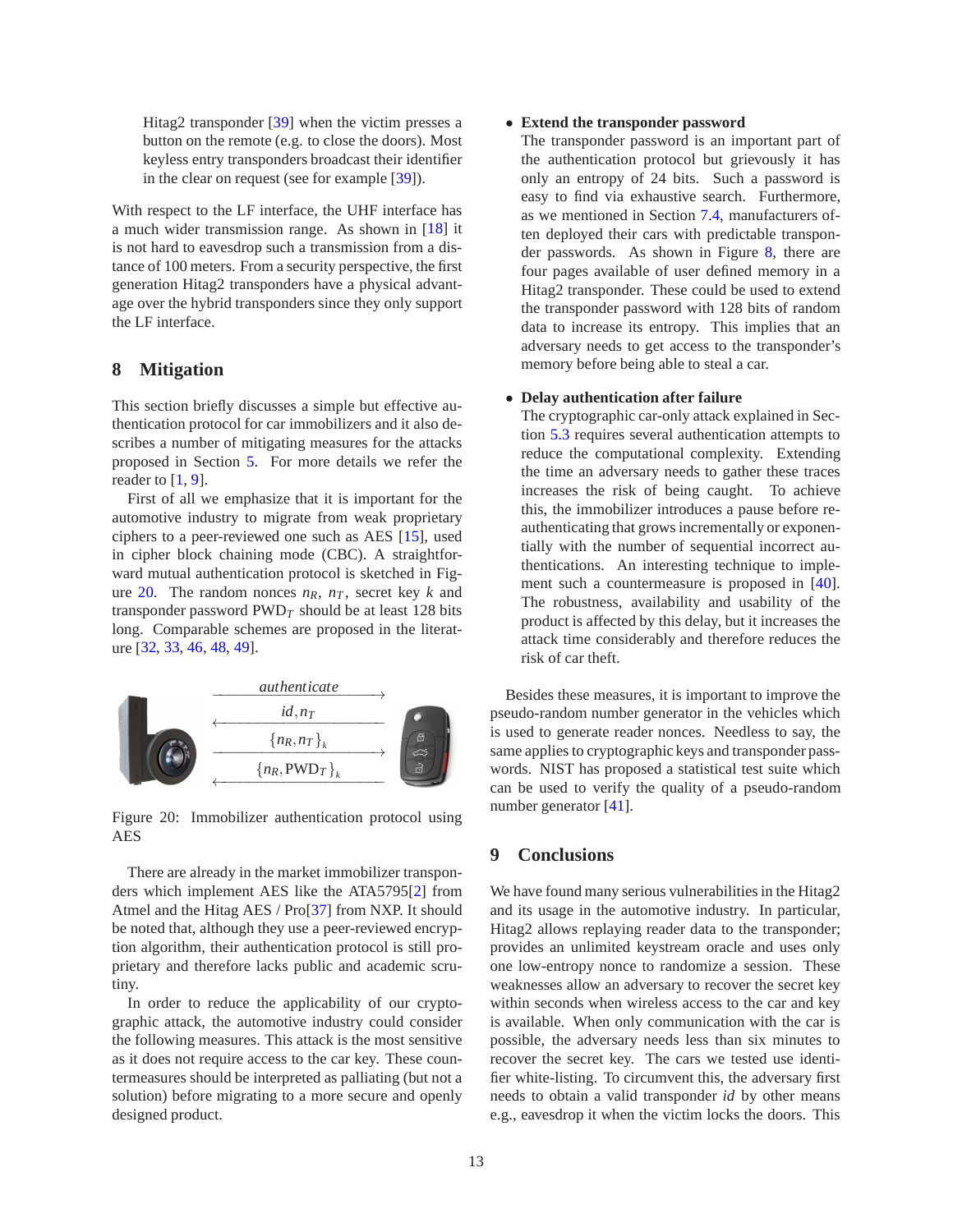Hitag2 transponder [39] when the victim presses a button on the remote (e.g. to close the doors). Most keyless entry transponders broadcast their identifier in the clear on request (see for example [39]).

With respect to the LF interface, the UHF interface has a much wider transmission range. As shown in [18] it is not hard to eavesdrop such a transmission from a distance of 100 meters. From a security perspective, the first generation Hitag2 transponders have a physical advantage over the hybrid transponders since they only support the LF interface.

## 8 Mitigation

This section briefly discusses a simple but effective authentication protocol for car immobilizers and it also describes a number of mitigating measures for the attacks proposed in Section 5. For more details we refer the reader to [1, 9].

First of all we emphasize that it is important for the automotive industry to migrate from weak proprietary ciphers to a peer-reviewed one such as AES [15], used in cipher block chaining mode (CBC). A straightforward mutual authentication protocol is sketched in Figure 20. The random nonces $n_R$, $n_T$, secret key $k$ and transponder password $\text{PWD}_T$ should be at least 128 bits long. Comparable schemes are proposed in the literature [32, 33, 46, 48, 49].

| | | |
|---|---|---|
| | *authenticate* → | |
| | ← $id, n_T$ | |
| | $\{n_R, n_T\}_k$ → | |
| | ← $\{n_R, \text{PWD}_T\}_k$ | |

Figure 20: Immobilizer authentication protocol using AES

There are already in the market immobilizer transponders which implement AES like the ATA5795[2] from Atmel and the Hitag AES / Pro[37] from NXP. It should be noted that, although they use a peer-reviewed encryption algorithm, their authentication protocol is still proprietary and therefore lacks public and academic scrutiny.

In order to reduce the applicability of our cryptographic attack, the automotive industry could consider the following measures. This attack is the most sensitive as it does not require access to the car key. These countermeasures should be interpreted as palliating (but not a solution) before migrating to a more secure and openly designed product.

- **Extend the transponder password**
  The transponder password is an important part of the authentication protocol but grievously it has only an entropy of 24 bits. Such a password is easy to find via exhaustive search. Furthermore, as we mentioned in Section 7.4, manufacturers often deployed their cars with predictable transponder passwords. As shown in Figure 8, there are four pages available of user defined memory in a Hitag2 transponder. These could be used to extend the transponder password with 128 bits of random data to increase its entropy. This implies that an adversary needs to get access to the transponder's memory before being able to steal a car.

- **Delay authentication after failure**
  The cryptographic car-only attack explained in Section 5.3 requires several authentication attempts to reduce the computational complexity. Extending the time an adversary needs to gather these traces increases the risk of being caught. To achieve this, the immobilizer introduces a pause before re-authenticating that grows incrementally or exponentially with the number of sequential incorrect authentications. An interesting technique to implement such a countermeasure is proposed in [40]. The robustness, availability and usability of the product is affected by this delay, but it increases the attack time considerably and therefore reduces the risk of car theft.

Besides these measures, it is important to improve the pseudo-random number generator in the vehicles which is used to generate reader nonces. Needless to say, the same applies to cryptographic keys and transponder passwords. NIST has proposed a statistical test suite which can be used to verify the quality of a pseudo-random number generator [41].

## 9 Conclusions

We have found many serious vulnerabilities in the Hitag2 and its usage in the automotive industry. In particular, Hitag2 allows replaying reader data to the transponder; provides an unlimited keystream oracle and uses only one low-entropy nonce to randomize a session. These weaknesses allow an adversary to recover the secret key within seconds when wireless access to the car and key is available. When only communication with the car is possible, the adversary needs less than six minutes to recover the secret key. The cars we tested use identifier white-listing. To circumvent this, the adversary first needs to obtain a valid transponder *id* by other means e.g., eavesdrop it when the victim locks the doors. This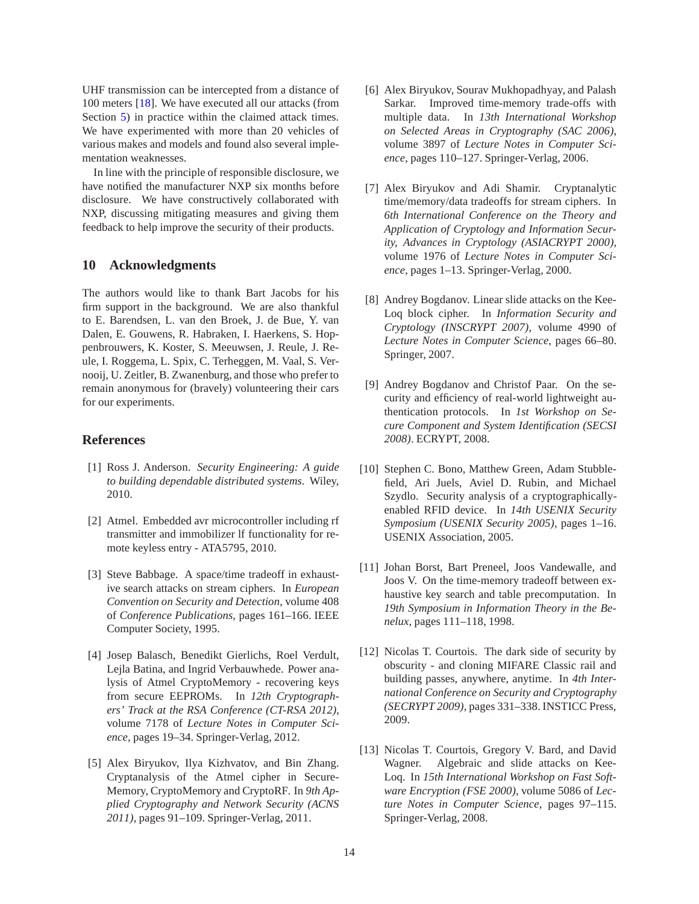UHF transmission can be intercepted from a distance of 100 meters [18]. We have executed all our attacks (from Section 5) in practice within the claimed attack times. We have experimented with more than 20 vehicles of various makes and models and found also several implementation weaknesses.

In line with the principle of responsible disclosure, we have notified the manufacturer NXP six months before disclosure. We have constructively collaborated with NXP, discussing mitigating measures and giving them feedback to help improve the security of their products.

## 10 Acknowledgments

The authors would like to thank Bart Jacobs for his firm support in the background. We are also thankful to E. Barendsen, L. van den Broek, J. de Bue, Y. van Dalen, E. Gouwens, R. Habraken, I. Haerkens, S. Hoppenbrouwers, K. Koster, S. Meeuwsen, J. Reule, J. Reule, I. Roggema, L. Spix, C. Terheggen, M. Vaal, S. Vernooij, U. Zeitler, B. Zwanenburg, and those who prefer to remain anonymous for (bravely) volunteering their cars for our experiments.

## References

[1] Ross J. Anderson. *Security Engineering: A guide to building dependable distributed systems*. Wiley, 2010.

[2] Atmel. Embedded avr microcontroller including rf transmitter and immobilizer lf functionality for remote keyless entry - ATA5795, 2010.

[3] Steve Babbage. A space/time tradeoff in exhaustive search attacks on stream ciphers. In *European Convention on Security and Detection*, volume 408 of *Conference Publications*, pages 161–166. IEEE Computer Society, 1995.

[4] Josep Balasch, Benedikt Gierlichs, Roel Verdult, Lejla Batina, and Ingrid Verbauwhede. Power analysis of Atmel CryptoMemory - recovering keys from secure EEPROMs. In *12th Cryptographers' Track at the RSA Conference (CT-RSA 2012)*, volume 7178 of *Lecture Notes in Computer Science*, pages 19–34. Springer-Verlag, 2012.

[5] Alex Biryukov, Ilya Kizhvatov, and Bin Zhang. Cryptanalysis of the Atmel cipher in SecureMemory, CryptoMemory and CryptoRF. In *9th Applied Cryptography and Network Security (ACNS 2011)*, pages 91–109. Springer-Verlag, 2011.

[6] Alex Biryukov, Sourav Mukhopadhyay, and Palash Sarkar. Improved time-memory trade-offs with multiple data. In *13th International Workshop on Selected Areas in Cryptography (SAC 2006)*, volume 3897 of *Lecture Notes in Computer Science*, pages 110–127. Springer-Verlag, 2006.

[7] Alex Biryukov and Adi Shamir. Cryptanalytic time/memory/data tradeoffs for stream ciphers. In *6th International Conference on the Theory and Application of Cryptology and Information Security, Advances in Cryptology (ASIACRYPT 2000)*, volume 1976 of *Lecture Notes in Computer Science*, pages 1–13. Springer-Verlag, 2000.

[8] Andrey Bogdanov. Linear slide attacks on the KeeLoq block cipher. In *Information Security and Cryptology (INSCRYPT 2007)*, volume 4990 of *Lecture Notes in Computer Science*, pages 66–80. Springer, 2007.

[9] Andrey Bogdanov and Christof Paar. On the security and efficiency of real-world lightweight authentication protocols. In *1st Workshop on Secure Component and System Identification (SECSI 2008)*. ECRYPT, 2008.

[10] Stephen C. Bono, Matthew Green, Adam Stubblefield, Ari Juels, Aviel D. Rubin, and Michael Szydlo. Security analysis of a cryptographically-enabled RFID device. In *14th USENIX Security Symposium (USENIX Security 2005)*, pages 1–16. USENIX Association, 2005.

[11] Johan Borst, Bart Preneel, Joos Vandewalle, and Joos V. On the time-memory tradeoff between exhaustive key search and table precomputation. In *19th Symposium in Information Theory in the Benelux*, pages 111–118, 1998.

[12] Nicolas T. Courtois. The dark side of security by obscurity - and cloning MIFARE Classic rail and building passes, anywhere, anytime. In *4th International Conference on Security and Cryptography (SECRYPT 2009)*, pages 331–338. INSTICC Press, 2009.

[13] Nicolas T. Courtois, Gregory V. Bard, and David Wagner. Algebraic and slide attacks on KeeLoq. In *15th International Workshop on Fast Software Encryption (FSE 2000)*, volume 5086 of *Lecture Notes in Computer Science*, pages 97–115. Springer-Verlag, 2008.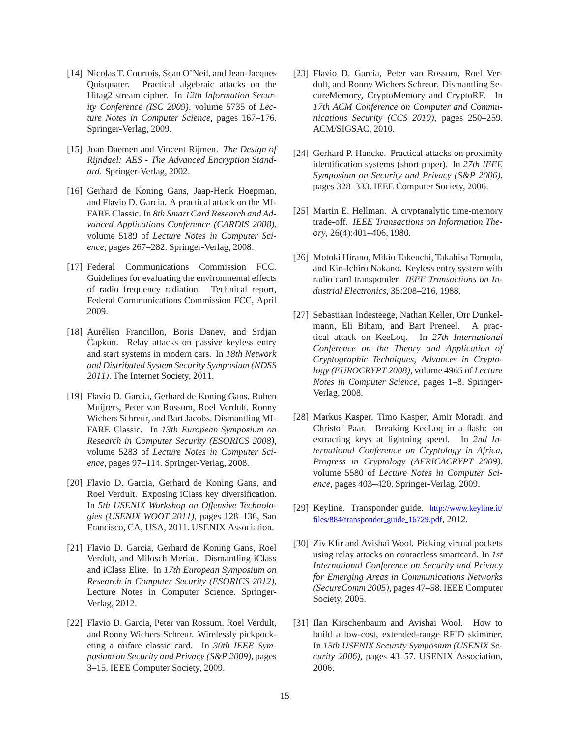[14] Nicolas T. Courtois, Sean O'Neil, and Jean-Jacques Quisquater. Practical algebraic attacks on the Hitag2 stream cipher. In *12th Information Security Conference (ISC 2009)*, volume 5735 of *Lecture Notes in Computer Science*, pages 167–176. Springer-Verlag, 2009.

[15] Joan Daemen and Vincent Rijmen. *The Design of Rijndael: AES - The Advanced Encryption Standard*. Springer-Verlag, 2002.

[16] Gerhard de Koning Gans, Jaap-Henk Hoepman, and Flavio D. Garcia. A practical attack on the MIFARE Classic. In *8th Smart Card Research and Advanced Applications Conference (CARDIS 2008)*, volume 5189 of *Lecture Notes in Computer Science*, pages 267–282. Springer-Verlag, 2008.

[17] Federal Communications Commission FCC. Guidelines for evaluating the environmental effects of radio frequency radiation. Technical report, Federal Communications Commission FCC, April 2009.

[18] Aurélien Francillon, Boris Danev, and Srdjan Čapkun. Relay attacks on passive keyless entry and start systems in modern cars. In *18th Network and Distributed System Security Symposium (NDSS 2011)*. The Internet Society, 2011.

[19] Flavio D. Garcia, Gerhard de Koning Gans, Ruben Muijrers, Peter van Rossum, Roel Verdult, Ronny Wichers Schreur, and Bart Jacobs. Dismantling MIFARE Classic. In *13th European Symposium on Research in Computer Security (ESORICS 2008)*, volume 5283 of *Lecture Notes in Computer Science*, pages 97–114. Springer-Verlag, 2008.

[20] Flavio D. Garcia, Gerhard de Koning Gans, and Roel Verdult. Exposing iClass key diversification. In *5th USENIX Workshop on Offensive Technologies (USENIX WOOT 2011)*, pages 128–136, San Francisco, CA, USA, 2011. USENIX Association.

[21] Flavio D. Garcia, Gerhard de Koning Gans, Roel Verdult, and Milosch Meriac. Dismantling iClass and iClass Elite. In *17th European Symposium on Research in Computer Security (ESORICS 2012)*, Lecture Notes in Computer Science. Springer-Verlag, 2012.

[22] Flavio D. Garcia, Peter van Rossum, Roel Verdult, and Ronny Wichers Schreur. Wirelessly pickpocketing a mifare classic card. In *30th IEEE Symposium on Security and Privacy (S&P 2009)*, pages 3–15. IEEE Computer Society, 2009.

[23] Flavio D. Garcia, Peter van Rossum, Roel Verdult, and Ronny Wichers Schreur. Dismantling SecureMemory, CryptoMemory and CryptoRF. In *17th ACM Conference on Computer and Communications Security (CCS 2010)*, pages 250–259. ACM/SIGSAC, 2010.

[24] Gerhard P. Hancke. Practical attacks on proximity identification systems (short paper). In *27th IEEE Symposium on Security and Privacy (S&P 2006)*, pages 328–333. IEEE Computer Society, 2006.

[25] Martin E. Hellman. A cryptanalytic time-memory trade-off. *IEEE Transactions on Information Theory*, 26(4):401–406, 1980.

[26] Motoki Hirano, Mikio Takeuchi, Takahisa Tomoda, and Kin-Ichiro Nakano. Keyless entry system with radio card transponder. *IEEE Transactions on Industrial Electronics*, 35:208–216, 1988.

[27] Sebastiaan Indesteege, Nathan Keller, Orr Dunkelmann, Eli Biham, and Bart Preneel. A practical attack on KeeLoq. In *27th International Conference on the Theory and Application of Cryptographic Techniques, Advances in Cryptology (EUROCRYPT 2008)*, volume 4965 of *Lecture Notes in Computer Science*, pages 1–8. Springer-Verlag, 2008.

[28] Markus Kasper, Timo Kasper, Amir Moradi, and Christof Paar. Breaking KeeLoq in a flash: on extracting keys at lightning speed. In *2nd International Conference on Cryptology in Africa, Progress in Cryptology (AFRICACRYPT 2009)*, volume 5580 of *Lecture Notes in Computer Science*, pages 403–420. Springer-Verlag, 2009.

[29] Keyline. Transponder guide. http://www.keyline.it/files/884/transponder_guide_16729.pdf, 2012.

[30] Ziv Kfir and Avishai Wool. Picking virtual pockets using relay attacks on contactless smartcard. In *1st International Conference on Security and Privacy for Emerging Areas in Communications Networks (SecureComm 2005)*, pages 47–58. IEEE Computer Society, 2005.

[31] Ilan Kirschenbaum and Avishai Wool. How to build a low-cost, extended-range RFID skimmer. In *15th USENIX Security Symposium (USENIX Security 2006)*, pages 43–57. USENIX Association, 2006.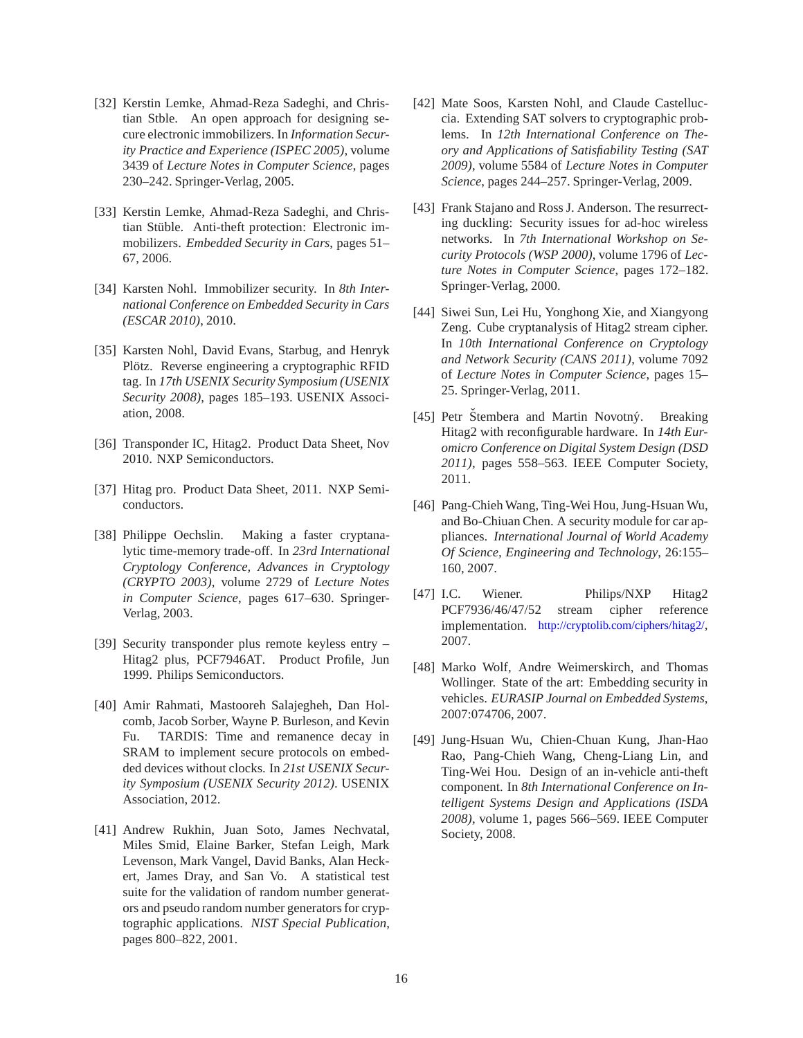[32] Kerstin Lemke, Ahmad-Reza Sadeghi, and Christian Stble. An open approach for designing secure electronic immobilizers. In *Information Security Practice and Experience (ISPEC 2005)*, volume 3439 of *Lecture Notes in Computer Science*, pages 230–242. Springer-Verlag, 2005.

[33] Kerstin Lemke, Ahmad-Reza Sadeghi, and Christian Stüble. Anti-theft protection: Electronic immobilizers. *Embedded Security in Cars*, pages 51–67, 2006.

[34] Karsten Nohl. Immobilizer security. In *8th International Conference on Embedded Security in Cars (ESCAR 2010)*, 2010.

[35] Karsten Nohl, David Evans, Starbug, and Henryk Plötz. Reverse engineering a cryptographic RFID tag. In *17th USENIX Security Symposium (USENIX Security 2008)*, pages 185–193. USENIX Association, 2008.

[36] Transponder IC, Hitag2. Product Data Sheet, Nov 2010. NXP Semiconductors.

[37] Hitag pro. Product Data Sheet, 2011. NXP Semiconductors.

[38] Philippe Oechslin. Making a faster cryptanalytic time-memory trade-off. In *23rd International Cryptology Conference, Advances in Cryptology (CRYPTO 2003)*, volume 2729 of *Lecture Notes in Computer Science*, pages 617–630. Springer-Verlag, 2003.

[39] Security transponder plus remote keyless entry – Hitag2 plus, PCF7946AT. Product Profile, Jun 1999. Philips Semiconductors.

[40] Amir Rahmati, Mastooreh Salajegheh, Dan Holcomb, Jacob Sorber, Wayne P. Burleson, and Kevin Fu. TARDIS: Time and remanence decay in SRAM to implement secure protocols on embedded devices without clocks. In *21st USENIX Security Symposium (USENIX Security 2012)*. USENIX Association, 2012.

[41] Andrew Rukhin, Juan Soto, James Nechvatal, Miles Smid, Elaine Barker, Stefan Leigh, Mark Levenson, Mark Vangel, David Banks, Alan Heckert, James Dray, and San Vo. A statistical test suite for the validation of random number generators and pseudo random number generators for cryptographic applications. *NIST Special Publication*, pages 800–822, 2001.

[42] Mate Soos, Karsten Nohl, and Claude Castelluccia. Extending SAT solvers to cryptographic problems. In *12th International Conference on Theory and Applications of Satisfiability Testing (SAT 2009)*, volume 5584 of *Lecture Notes in Computer Science*, pages 244–257. Springer-Verlag, 2009.

[43] Frank Stajano and Ross J. Anderson. The resurrecting duckling: Security issues for ad-hoc wireless networks. In *7th International Workshop on Security Protocols (WSP 2000)*, volume 1796 of *Lecture Notes in Computer Science*, pages 172–182. Springer-Verlag, 2000.

[44] Siwei Sun, Lei Hu, Yonghong Xie, and Xiangyong Zeng. Cube cryptanalysis of Hitag2 stream cipher. In *10th International Conference on Cryptology and Network Security (CANS 2011)*, volume 7092 of *Lecture Notes in Computer Science*, pages 15–25. Springer-Verlag, 2011.

[45] Petr Štembera and Martin Novotný. Breaking Hitag2 with reconfigurable hardware. In *14th Euromicro Conference on Digital System Design (DSD 2011)*, pages 558–563. IEEE Computer Society, 2011.

[46] Pang-Chieh Wang, Ting-Wei Hou, Jung-Hsuan Wu, and Bo-Chiuan Chen. A security module for car appliances. *International Journal of World Academy Of Science, Engineering and Technology*, 26:155–160, 2007.

[47] I.C. Wiener. Philips/NXP Hitag2 PCF7936/46/47/52 stream cipher reference implementation. http://cryptolib.com/ciphers/hitag2/, 2007.

[48] Marko Wolf, Andre Weimerskirch, and Thomas Wollinger. State of the art: Embedding security in vehicles. *EURASIP Journal on Embedded Systems*, 2007:074706, 2007.

[49] Jung-Hsuan Wu, Chien-Chuan Kung, Jhan-Hao Rao, Pang-Chieh Wang, Cheng-Liang Lin, and Ting-Wei Hou. Design of an in-vehicle anti-theft component. In *8th International Conference on Intelligent Systems Design and Applications (ISDA 2008)*, volume 1, pages 566–569. IEEE Computer Society, 2008.